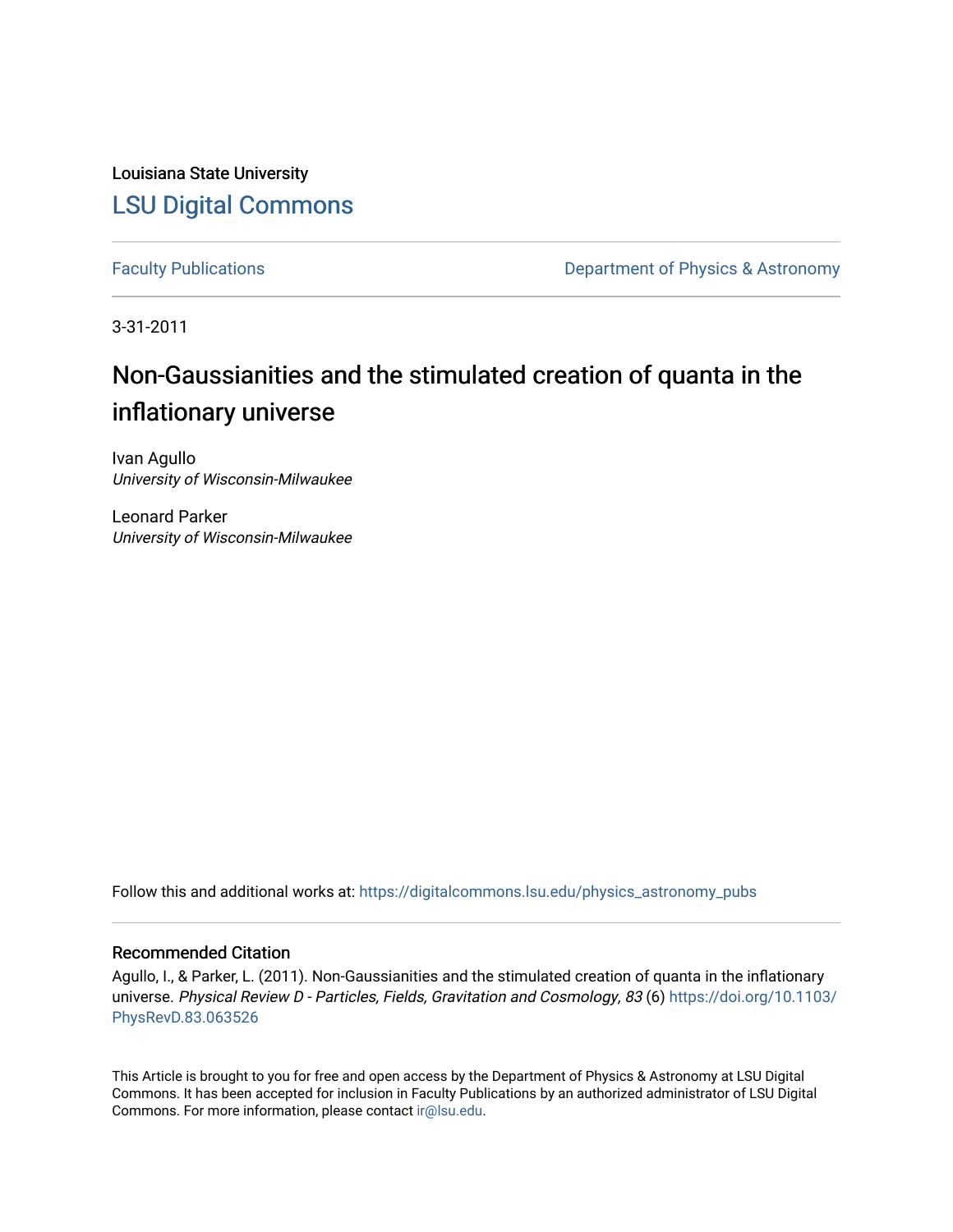Louisiana State University

[LSU Digital Commons](https://digitalcommons.lsu.edu)

Faculty Publications | Department of Physics & Astronomy

3-31-2011

# Non-Gaussianities and the stimulated creation of quanta in the inflationary universe

Ivan Agullo
*University of Wisconsin-Milwaukee*

Leonard Parker
*University of Wisconsin-Milwaukee*

Follow this and additional works at: https://digitalcommons.lsu.edu/physics_astronomy_pubs

## Recommended Citation

Agullo, I., & Parker, L. (2011). Non-Gaussianities and the stimulated creation of quanta in the inflationary universe. *Physical Review D - Particles, Fields, Gravitation and Cosmology, 83* (6) https://doi.org/10.1103/PhysRevD.83.063526

This Article is brought to you for free and open access by the Department of Physics & Astronomy at LSU Digital Commons. It has been accepted for inclusion in Faculty Publications by an authorized administrator of LSU Digital Commons. For more information, please contact ir@lsu.edu.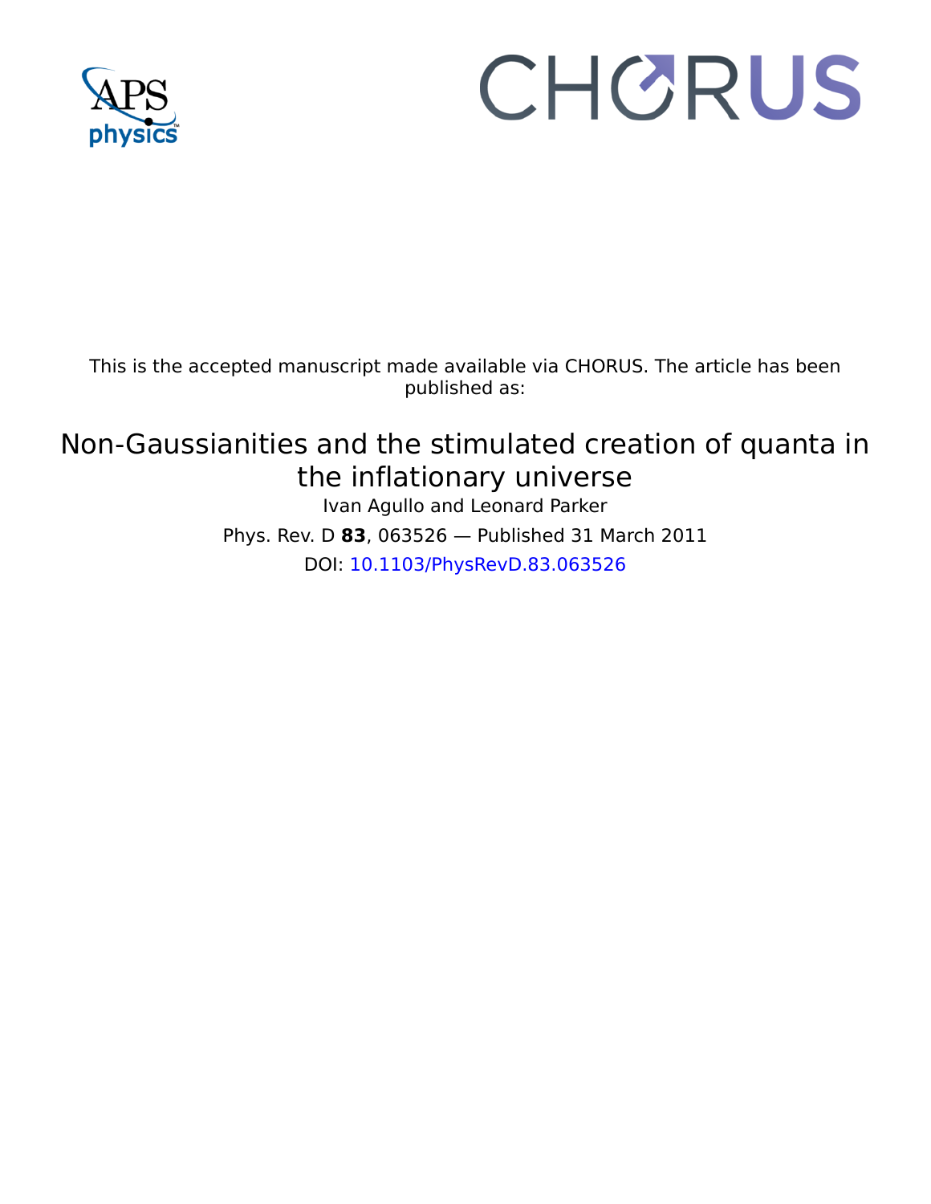This is the accepted manuscript made available via CHORUS. The article has been published as:

# Non-Gaussianities and the stimulated creation of quanta in the inflationary universe

Ivan Agullo and Leonard Parker

Phys. Rev. D **83**, 063526 — Published 31 March 2011

DOI: 10.1103/PhysRevD.83.063526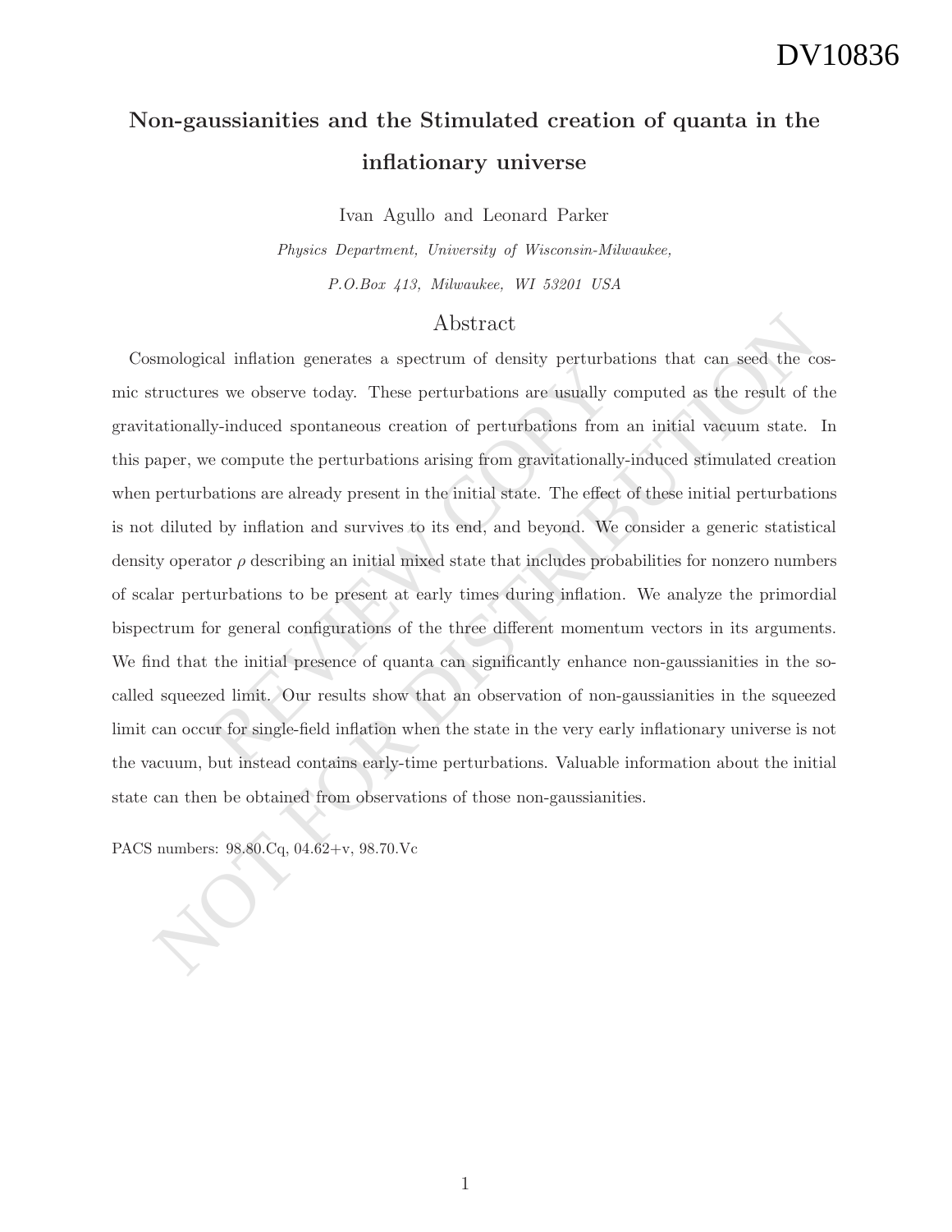# Non-gaussianities and the Stimulated creation of quanta in the inflationary universe

Ivan Agullo and Leonard Parker

*Physics Department, University of Wisconsin-Milwaukee,*

*P.O.Box 413, Milwaukee, WI 53201 USA*

## Abstract

Cosmological inflation generates a spectrum of density perturbations that can seed the cosmic structures we observe today. These perturbations are usually computed as the result of the gravitationally-induced spontaneous creation of perturbations from an initial vacuum state. In this paper, we compute the perturbations arising from gravitationally-induced stimulated creation when perturbations are already present in the initial state. The effect of these initial perturbations is not diluted by inflation and survives to its end, and beyond. We consider a generic statistical density operator $\rho$ describing an initial mixed state that includes probabilities for nonzero numbers of scalar perturbations to be present at early times during inflation. We analyze the primordial bispectrum for general configurations of the three different momentum vectors in its arguments. We find that the initial presence of quanta can significantly enhance non-gaussianities in the so-called squeezed limit. Our results show that an observation of non-gaussianities in the squeezed limit can occur for single-field inflation when the state in the very early inflationary universe is not the vacuum, but instead contains early-time perturbations. Valuable information about the initial state can then be obtained from observations of those non-gaussianities.

PACS numbers: 98.80.Cq, 04.62+v, 98.70.Vc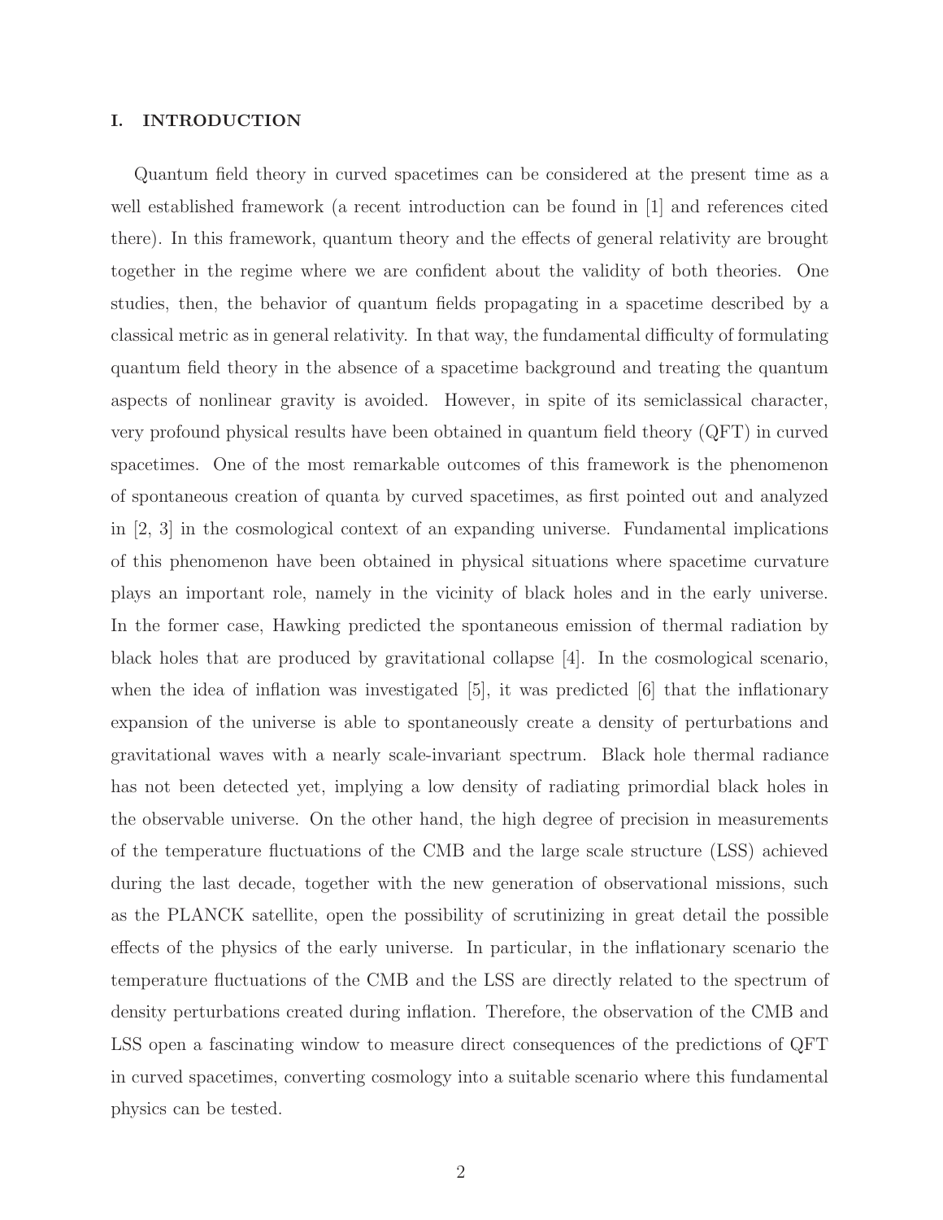## I. INTRODUCTION

Quantum field theory in curved spacetimes can be considered at the present time as a well established framework (a recent introduction can be found in [1] and references cited there). In this framework, quantum theory and the effects of general relativity are brought together in the regime where we are confident about the validity of both theories. One studies, then, the behavior of quantum fields propagating in a spacetime described by a classical metric as in general relativity. In that way, the fundamental difficulty of formulating quantum field theory in the absence of a spacetime background and treating the quantum aspects of nonlinear gravity is avoided. However, in spite of its semiclassical character, very profound physical results have been obtained in quantum field theory (QFT) in curved spacetimes. One of the most remarkable outcomes of this framework is the phenomenon of spontaneous creation of quanta by curved spacetimes, as first pointed out and analyzed in [2, 3] in the cosmological context of an expanding universe. Fundamental implications of this phenomenon have been obtained in physical situations where spacetime curvature plays an important role, namely in the vicinity of black holes and in the early universe. In the former case, Hawking predicted the spontaneous emission of thermal radiation by black holes that are produced by gravitational collapse [4]. In the cosmological scenario, when the idea of inflation was investigated [5], it was predicted [6] that the inflationary expansion of the universe is able to spontaneously create a density of perturbations and gravitational waves with a nearly scale-invariant spectrum. Black hole thermal radiance has not been detected yet, implying a low density of radiating primordial black holes in the observable universe. On the other hand, the high degree of precision in measurements of the temperature fluctuations of the CMB and the large scale structure (LSS) achieved during the last decade, together with the new generation of observational missions, such as the PLANCK satellite, open the possibility of scrutinizing in great detail the possible effects of the physics of the early universe. In particular, in the inflationary scenario the temperature fluctuations of the CMB and the LSS are directly related to the spectrum of density perturbations created during inflation. Therefore, the observation of the CMB and LSS open a fascinating window to measure direct consequences of the predictions of QFT in curved spacetimes, converting cosmology into a suitable scenario where this fundamental physics can be tested.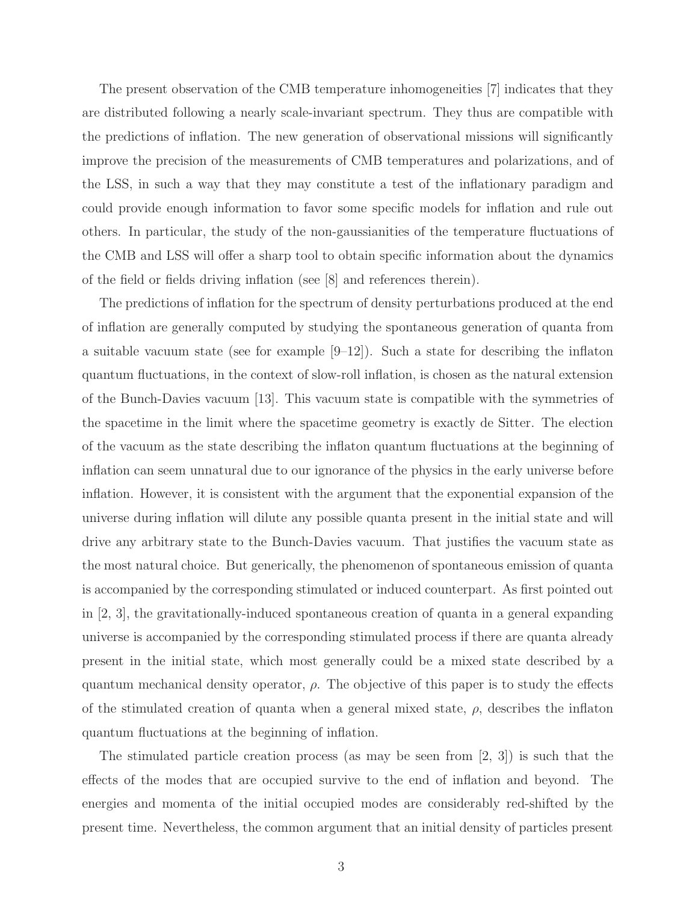The present observation of the CMB temperature inhomogeneities [7] indicates that they are distributed following a nearly scale-invariant spectrum. They thus are compatible with the predictions of inflation. The new generation of observational missions will significantly improve the precision of the measurements of CMB temperatures and polarizations, and of the LSS, in such a way that they may constitute a test of the inflationary paradigm and could provide enough information to favor some specific models for inflation and rule out others. In particular, the study of the non-gaussianities of the temperature fluctuations of the CMB and LSS will offer a sharp tool to obtain specific information about the dynamics of the field or fields driving inflation (see [8] and references therein).

The predictions of inflation for the spectrum of density perturbations produced at the end of inflation are generally computed by studying the spontaneous generation of quanta from a suitable vacuum state (see for example [9–12]). Such a state for describing the inflaton quantum fluctuations, in the context of slow-roll inflation, is chosen as the natural extension of the Bunch-Davies vacuum [13]. This vacuum state is compatible with the symmetries of the spacetime in the limit where the spacetime geometry is exactly de Sitter. The election of the vacuum as the state describing the inflaton quantum fluctuations at the beginning of inflation can seem unnatural due to our ignorance of the physics in the early universe before inflation. However, it is consistent with the argument that the exponential expansion of the universe during inflation will dilute any possible quanta present in the initial state and will drive any arbitrary state to the Bunch-Davies vacuum. That justifies the vacuum state as the most natural choice. But generically, the phenomenon of spontaneous emission of quanta is accompanied by the corresponding stimulated or induced counterpart. As first pointed out in [2, 3], the gravitationally-induced spontaneous creation of quanta in a general expanding universe is accompanied by the corresponding stimulated process if there are quanta already present in the initial state, which most generally could be a mixed state described by a quantum mechanical density operator, $\rho$. The objective of this paper is to study the effects of the stimulated creation of quanta when a general mixed state, $\rho$, describes the inflaton quantum fluctuations at the beginning of inflation.

The stimulated particle creation process (as may be seen from [2, 3]) is such that the effects of the modes that are occupied survive to the end of inflation and beyond. The energies and momenta of the initial occupied modes are considerably red-shifted by the present time. Nevertheless, the common argument that an initial density of particles present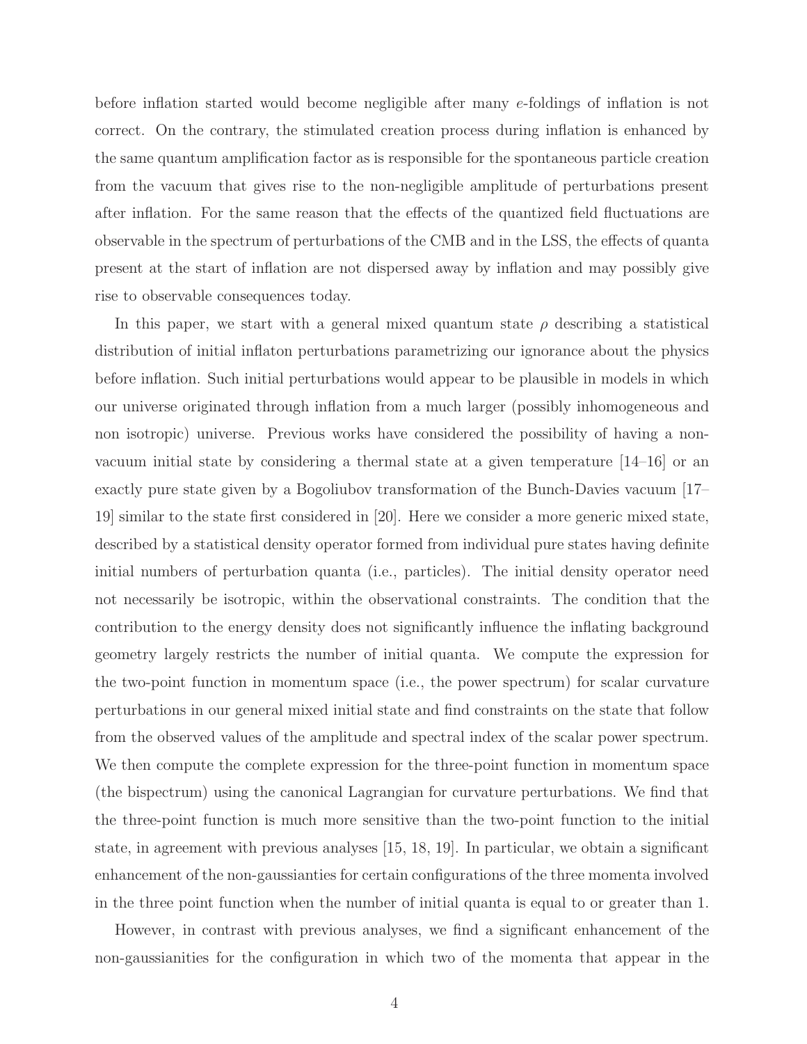before inflation started would become negligible after many $e$-foldings of inflation is not correct. On the contrary, the stimulated creation process during inflation is enhanced by the same quantum amplification factor as is responsible for the spontaneous particle creation from the vacuum that gives rise to the non-negligible amplitude of perturbations present after inflation. For the same reason that the effects of the quantized field fluctuations are observable in the spectrum of perturbations of the CMB and in the LSS, the effects of quanta present at the start of inflation are not dispersed away by inflation and may possibly give rise to observable consequences today.

In this paper, we start with a general mixed quantum state $\rho$ describing a statistical distribution of initial inflaton perturbations parametrizing our ignorance about the physics before inflation. Such initial perturbations would appear to be plausible in models in which our universe originated through inflation from a much larger (possibly inhomogeneous and non isotropic) universe. Previous works have considered the possibility of having a non-vacuum initial state by considering a thermal state at a given temperature [14–16] or an exactly pure state given by a Bogoliubov transformation of the Bunch-Davies vacuum [17–19] similar to the state first considered in [20]. Here we consider a more generic mixed state, described by a statistical density operator formed from individual pure states having definite initial numbers of perturbation quanta (i.e., particles). The initial density operator need not necessarily be isotropic, within the observational constraints. The condition that the contribution to the energy density does not significantly influence the inflating background geometry largely restricts the number of initial quanta. We compute the expression for the two-point function in momentum space (i.e., the power spectrum) for scalar curvature perturbations in our general mixed initial state and find constraints on the state that follow from the observed values of the amplitude and spectral index of the scalar power spectrum. We then compute the complete expression for the three-point function in momentum space (the bispectrum) using the canonical Lagrangian for curvature perturbations. We find that the three-point function is much more sensitive than the two-point function to the initial state, in agreement with previous analyses [15, 18, 19]. In particular, we obtain a significant enhancement of the non-gaussianties for certain configurations of the three momenta involved in the three point function when the number of initial quanta is equal to or greater than 1.

However, in contrast with previous analyses, we find a significant enhancement of the non-gaussianities for the configuration in which two of the momenta that appear in the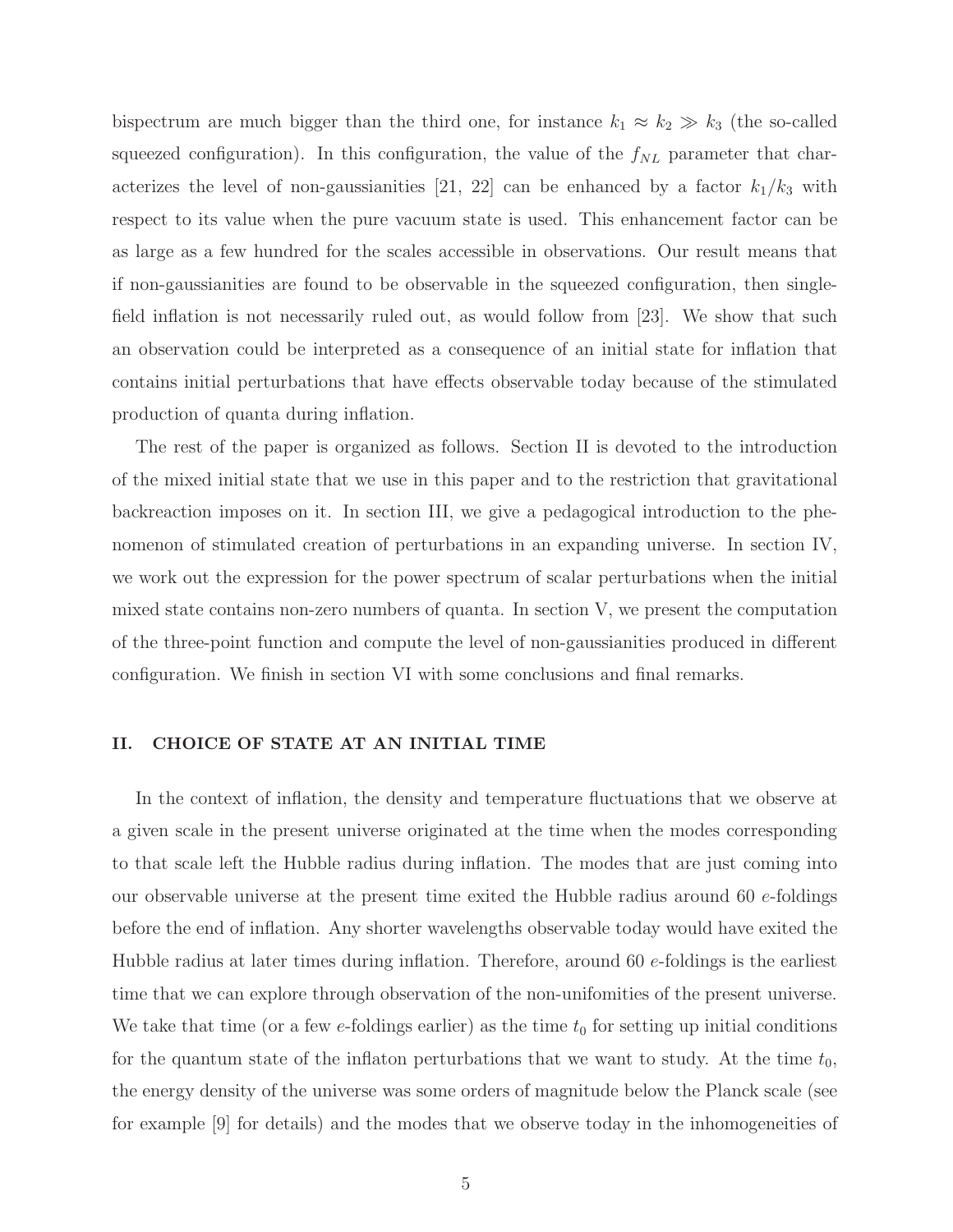bispectrum are much bigger than the third one, for instance $k_1 \approx k_2 \gg k_3$ (the so-called squeezed configuration). In this configuration, the value of the $f_{NL}$ parameter that characterizes the level of non-gaussianities [21, 22] can be enhanced by a factor $k_1/k_3$ with respect to its value when the pure vacuum state is used. This enhancement factor can be as large as a few hundred for the scales accessible in observations. Our result means that if non-gaussianities are found to be observable in the squeezed configuration, then single-field inflation is not necessarily ruled out, as would follow from [23]. We show that such an observation could be interpreted as a consequence of an initial state for inflation that contains initial perturbations that have effects observable today because of the stimulated production of quanta during inflation.

The rest of the paper is organized as follows. Section II is devoted to the introduction of the mixed initial state that we use in this paper and to the restriction that gravitational backreaction imposes on it. In section III, we give a pedagogical introduction to the phenomenon of stimulated creation of perturbations in an expanding universe. In section IV, we work out the expression for the power spectrum of scalar perturbations when the initial mixed state contains non-zero numbers of quanta. In section V, we present the computation of the three-point function and compute the level of non-gaussianities produced in different configuration. We finish in section VI with some conclusions and final remarks.

## II. CHOICE OF STATE AT AN INITIAL TIME

In the context of inflation, the density and temperature fluctuations that we observe at a given scale in the present universe originated at the time when the modes corresponding to that scale left the Hubble radius during inflation. The modes that are just coming into our observable universe at the present time exited the Hubble radius around 60 $e$-foldings before the end of inflation. Any shorter wavelengths observable today would have exited the Hubble radius at later times during inflation. Therefore, around 60 $e$-foldings is the earliest time that we can explore through observation of the non-unifomities of the present universe. We take that time (or a few $e$-foldings earlier) as the time $t_0$ for setting up initial conditions for the quantum state of the inflaton perturbations that we want to study. At the time $t_0$, the energy density of the universe was some orders of magnitude below the Planck scale (see for example [9] for details) and the modes that we observe today in the inhomogeneities of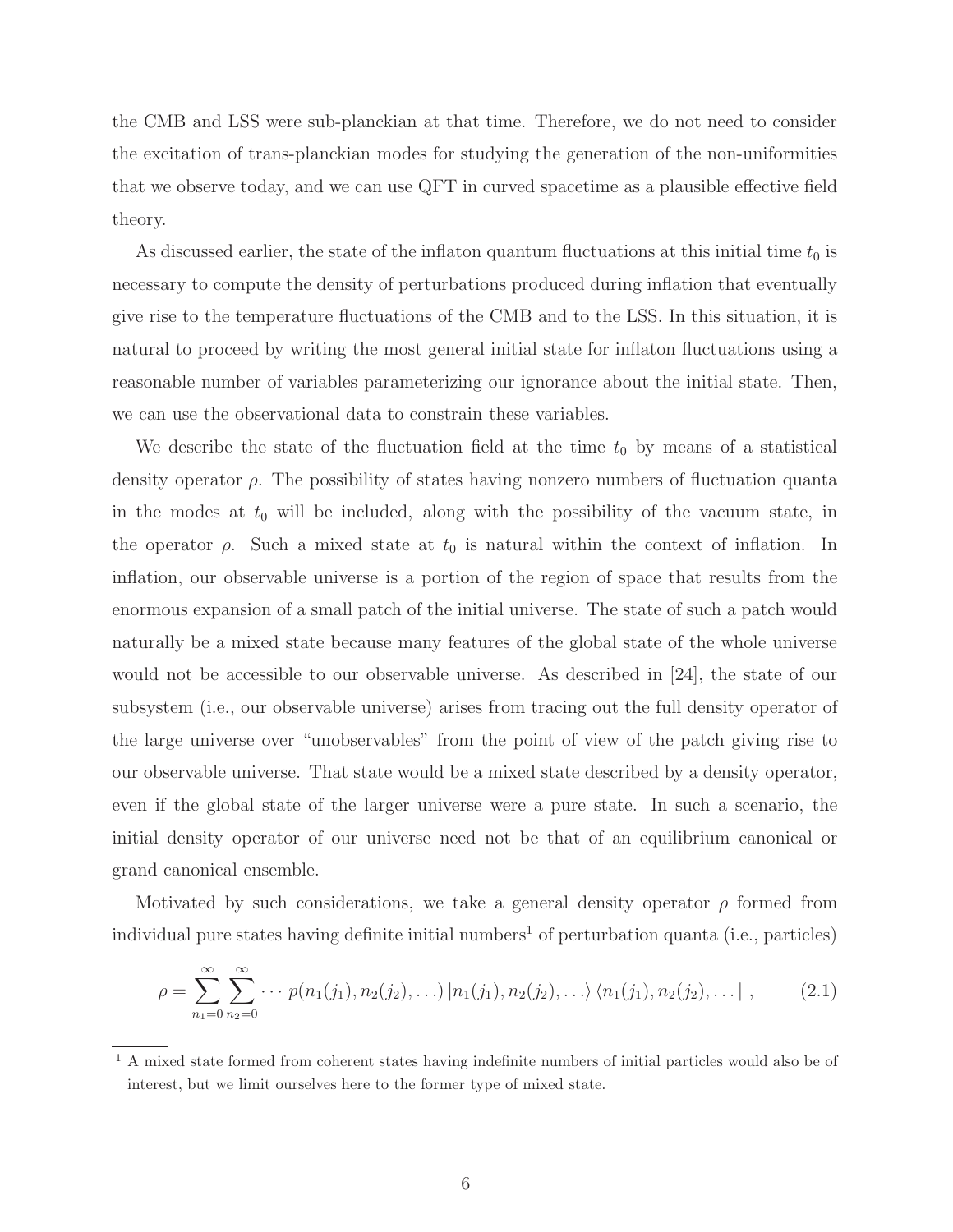the CMB and LSS were sub-planckian at that time. Therefore, we do not need to consider the excitation of trans-planckian modes for studying the generation of the non-uniformities that we observe today, and we can use QFT in curved spacetime as a plausible effective field theory.

As discussed earlier, the state of the inflaton quantum fluctuations at this initial time $t_0$ is necessary to compute the density of perturbations produced during inflation that eventually give rise to the temperature fluctuations of the CMB and to the LSS. In this situation, it is natural to proceed by writing the most general initial state for inflaton fluctuations using a reasonable number of variables parameterizing our ignorance about the initial state. Then, we can use the observational data to constrain these variables.

We describe the state of the fluctuation field at the time $t_0$ by means of a statistical density operator $\rho$. The possibility of states having nonzero numbers of fluctuation quanta in the modes at $t_0$ will be included, along with the possibility of the vacuum state, in the operator $\rho$. Such a mixed state at $t_0$ is natural within the context of inflation. In inflation, our observable universe is a portion of the region of space that results from the enormous expansion of a small patch of the initial universe. The state of such a patch would naturally be a mixed state because many features of the global state of the whole universe would not be accessible to our observable universe. As described in [24], the state of our subsystem (i.e., our observable universe) arises from tracing out the full density operator of the large universe over "unobservables" from the point of view of the patch giving rise to our observable universe. That state would be a mixed state described by a density operator, even if the global state of the larger universe were a pure state. In such a scenario, the initial density operator of our universe need not be that of an equilibrium canonical or grand canonical ensemble.

Motivated by such considerations, we take a general density operator $\rho$ formed from individual pure states having definite initial numbers[1] of perturbation quanta (i.e., particles)

$$\rho = \sum_{n_1=0}^{\infty} \sum_{n_2=0}^{\infty} \cdots \; p(n_1(j_1), n_2(j_2), \ldots) \left| n_1(j_1), n_2(j_2), \ldots \right\rangle \left\langle n_1(j_1), n_2(j_2), \ldots \right| , \tag{2.1}$$

[1] A mixed state formed from coherent states having indefinite numbers of initial particles would also be of interest, but we limit ourselves here to the former type of mixed state.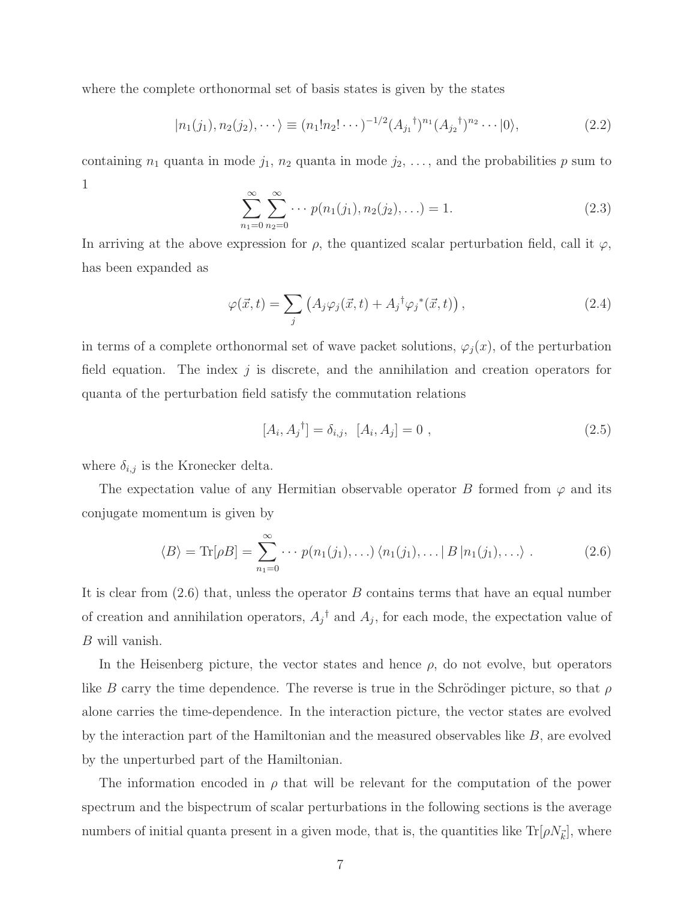where the complete orthonormal set of basis states is given by the states

$$|n_1(j_1), n_2(j_2), \cdots\rangle \equiv (n_1! n_2! \cdots)^{-1/2} ({A_{j_1}}^\dagger)^{n_1} ({A_{j_2}}^\dagger)^{n_2} \cdots |0\rangle, \tag{2.2}$$

containing $n_1$ quanta in mode $j_1$, $n_2$ quanta in mode $j_2$, ..., and the probabilities $p$ sum to 1

$$\sum_{n_1=0}^{\infty} \sum_{n_2=0}^{\infty} \cdots p(n_1(j_1), n_2(j_2), \ldots) = 1. \tag{2.3}$$

In arriving at the above expression for $\rho$, the quantized scalar perturbation field, call it $\varphi$, has been expanded as

$$\varphi(\vec{x}, t) = \sum_j \left( A_j \varphi_j(\vec{x}, t) + {A_j}^\dagger {\varphi_j}^*(\vec{x}, t) \right), \tag{2.4}$$

in terms of a complete orthonormal set of wave packet solutions, $\varphi_j(x)$, of the perturbation field equation. The index $j$ is discrete, and the annihilation and creation operators for quanta of the perturbation field satisfy the commutation relations

$$[A_i, {A_j}^\dagger] = \delta_{i,j}, \;\; [A_i, A_j] = 0 \;, \tag{2.5}$$

where $\delta_{i,j}$ is the Kronecker delta.

The expectation value of any Hermitian observable operator $B$ formed from $\varphi$ and its conjugate momentum is given by

$$\langle B \rangle = \mathrm{Tr}[\rho B] = \sum_{n_1=0}^{\infty} \cdots p(n_1(j_1), \ldots) \langle n_1(j_1), \ldots | \, B \, | n_1(j_1), \ldots \rangle \;. \tag{2.6}$$

It is clear from (2.6) that, unless the operator $B$ contains terms that have an equal number of creation and annihilation operators, ${A_j}^\dagger$ and $A_j$, for each mode, the expectation value of $B$ will vanish.

In the Heisenberg picture, the vector states and hence $\rho$, do not evolve, but operators like $B$ carry the time dependence. The reverse is true in the Schrödinger picture, so that $\rho$ alone carries the time-dependence. In the interaction picture, the vector states are evolved by the interaction part of the Hamiltonian and the measured observables like $B$, are evolved by the unperturbed part of the Hamiltonian.

The information encoded in $\rho$ that will be relevant for the computation of the power spectrum and the bispectrum of scalar perturbations in the following sections is the average numbers of initial quanta present in a given mode, that is, the quantities like $\mathrm{Tr}[\rho N_{\vec{k}}]$, where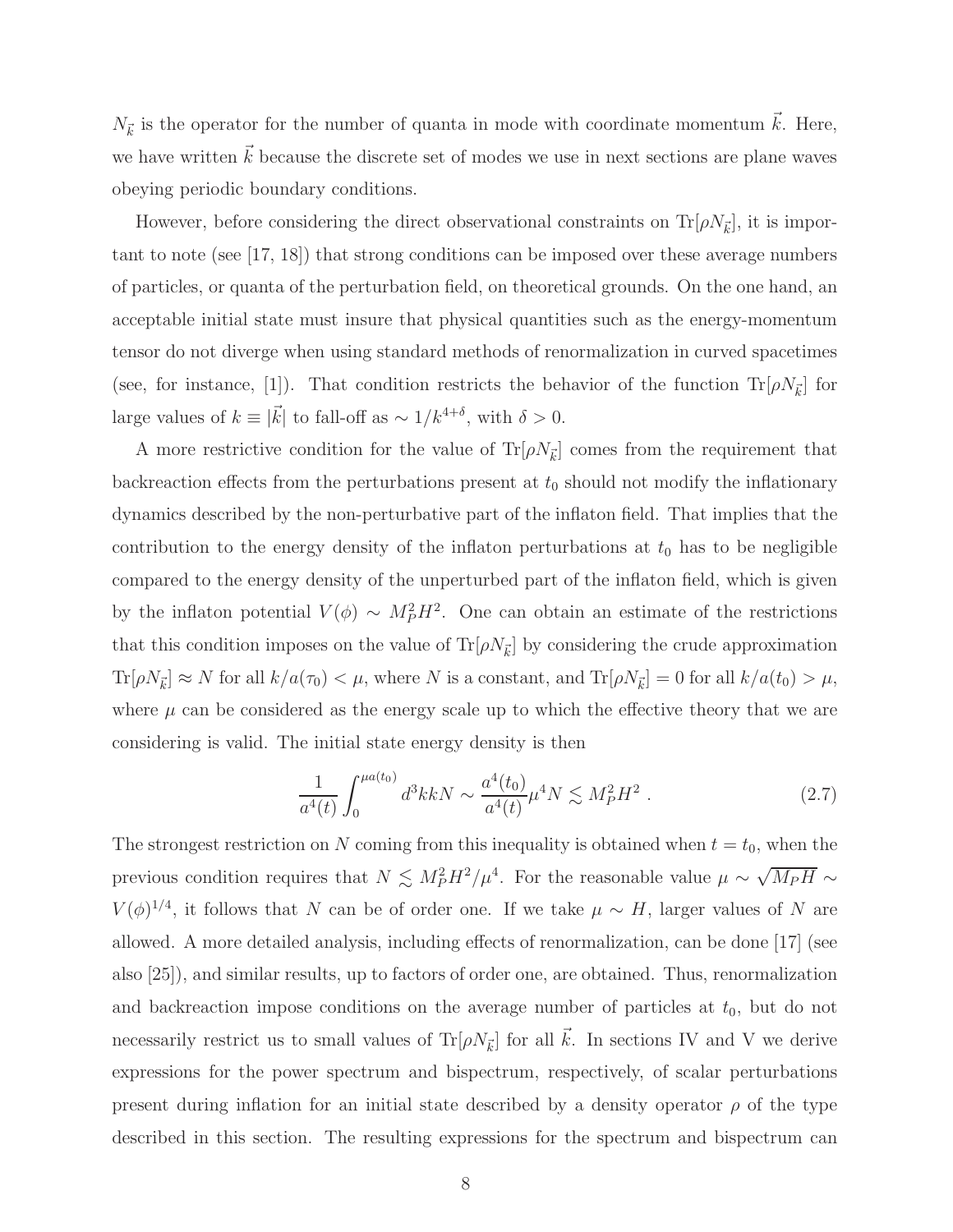$N_{\vec{k}}$ is the operator for the number of quanta in mode with coordinate momentum $\vec{k}$. Here, we have written $\vec{k}$ because the discrete set of modes we use in next sections are plane waves obeying periodic boundary conditions.

However, before considering the direct observational constraints on $\mathrm{Tr}[\rho N_{\vec{k}}]$, it is important to note (see [17, 18]) that strong conditions can be imposed over these average numbers of particles, or quanta of the perturbation field, on theoretical grounds. On the one hand, an acceptable initial state must insure that physical quantities such as the energy-momentum tensor do not diverge when using standard methods of renormalization in curved spacetimes (see, for instance, [1]). That condition restricts the behavior of the function $\mathrm{Tr}[\rho N_{\vec{k}}]$ for large values of $k \equiv |\vec{k}|$ to fall-off as $\sim 1/k^{4+\delta}$, with $\delta > 0$.

A more restrictive condition for the value of $\mathrm{Tr}[\rho N_{\vec{k}}]$ comes from the requirement that backreaction effects from the perturbations present at $t_0$ should not modify the inflationary dynamics described by the non-perturbative part of the inflaton field. That implies that the contribution to the energy density of the inflaton perturbations at $t_0$ has to be negligible compared to the energy density of the unperturbed part of the inflaton field, which is given by the inflaton potential $V(\phi) \sim M_P^2 H^2$. One can obtain an estimate of the restrictions that this condition imposes on the value of $\mathrm{Tr}[\rho N_{\vec{k}}]$ by considering the crude approximation $\mathrm{Tr}[\rho N_{\vec{k}}] \approx N$ for all $k/a(\tau_0) < \mu$, where $N$ is a constant, and $\mathrm{Tr}[\rho N_{\vec{k}}] = 0$ for all $k/a(t_0) > \mu$, where $\mu$ can be considered as the energy scale up to which the effective theory that we are considering is valid. The initial state energy density is then

$$
\frac{1}{a^4(t)} \int_0^{\mu a(t_0)} d^3k k N \sim \frac{a^4(t_0)}{a^4(t)} \mu^4 N \lesssim M_P^2 H^2 \ . \tag{2.7}
$$

The strongest restriction on $N$ coming from this inequality is obtained when $t = t_0$, when the previous condition requires that $N \lesssim M_P^2 H^2/\mu^4$. For the reasonable value $\mu \sim \sqrt{M_P H} \sim V(\phi)^{1/4}$, it follows that $N$ can be of order one. If we take $\mu \sim H$, larger values of $N$ are allowed. A more detailed analysis, including effects of renormalization, can be done [17] (see also [25]), and similar results, up to factors of order one, are obtained. Thus, renormalization and backreaction impose conditions on the average number of particles at $t_0$, but do not necessarily restrict us to small values of $\mathrm{Tr}[\rho N_{\vec{k}}]$ for all $\vec{k}$. In sections IV and V we derive expressions for the power spectrum and bispectrum, respectively, of scalar perturbations present during inflation for an initial state described by a density operator $\rho$ of the type described in this section. The resulting expressions for the spectrum and bispectrum can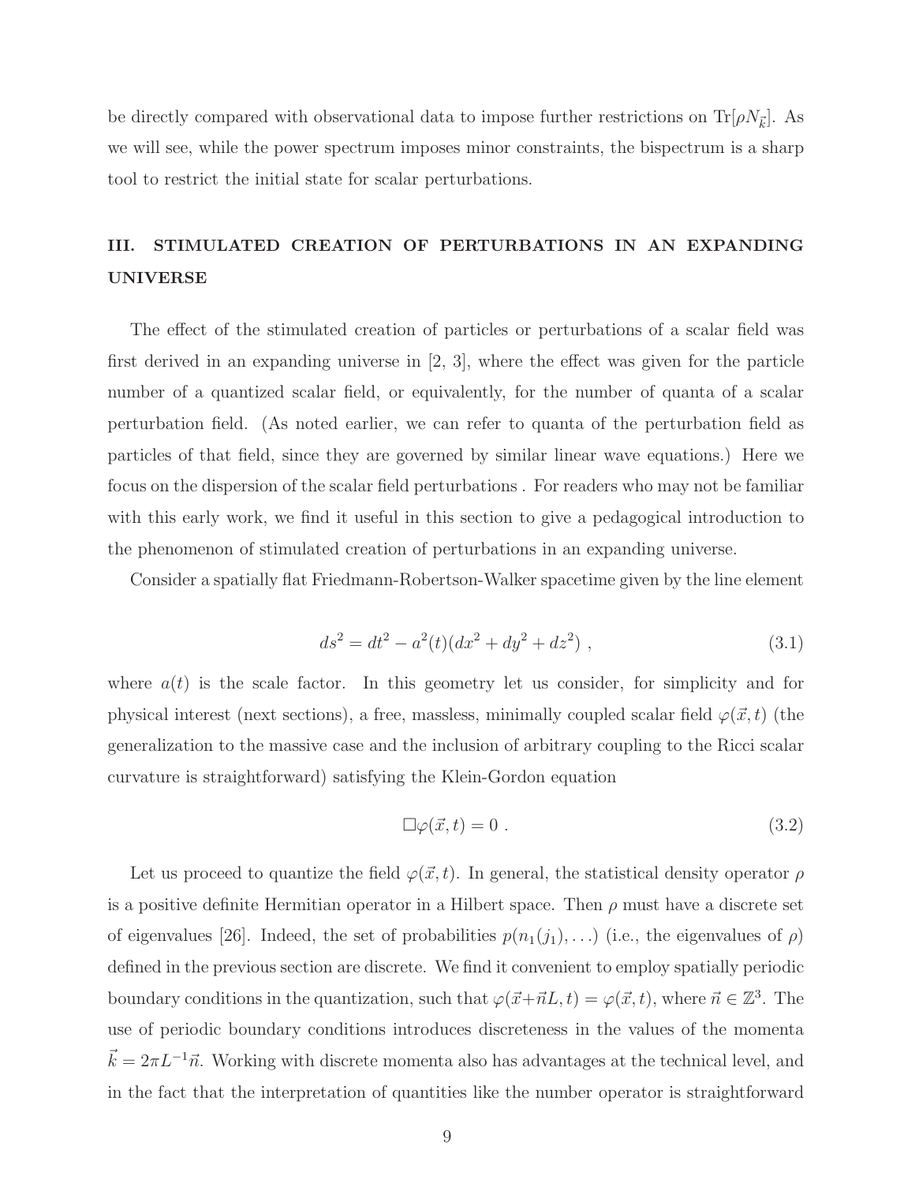be directly compared with observational data to impose further restrictions on $\mathrm{Tr}[\rho N_{\vec{k}}]$. As we will see, while the power spectrum imposes minor constraints, the bispectrum is a sharp tool to restrict the initial state for scalar perturbations.

## III. STIMULATED CREATION OF PERTURBATIONS IN AN EXPANDING UNIVERSE

The effect of the stimulated creation of particles or perturbations of a scalar field was first derived in an expanding universe in [2, 3], where the effect was given for the particle number of a quantized scalar field, or equivalently, for the number of quanta of a scalar perturbation field. (As noted earlier, we can refer to quanta of the perturbation field as particles of that field, since they are governed by similar linear wave equations.) Here we focus on the dispersion of the scalar field perturbations . For readers who may not be familiar with this early work, we find it useful in this section to give a pedagogical introduction to the phenomenon of stimulated creation of perturbations in an expanding universe.

Consider a spatially flat Friedmann-Robertson-Walker spacetime given by the line element

$$ds^2 = dt^2 - a^2(t)(dx^2 + dy^2 + dz^2) \ , \tag{3.1}$$

where $a(t)$ is the scale factor. In this geometry let us consider, for simplicity and for physical interest (next sections), a free, massless, minimally coupled scalar field $\varphi(\vec{x}, t)$ (the generalization to the massive case and the inclusion of arbitrary coupling to the Ricci scalar curvature is straightforward) satisfying the Klein-Gordon equation

$$\Box \varphi(\vec{x}, t) = 0 \ . \tag{3.2}$$

Let us proceed to quantize the field $\varphi(\vec{x}, t)$. In general, the statistical density operator $\rho$ is a positive definite Hermitian operator in a Hilbert space. Then $\rho$ must have a discrete set of eigenvalues [26]. Indeed, the set of probabilities $p(n_1(j_1), \ldots)$ (i.e., the eigenvalues of $\rho$) defined in the previous section are discrete. We find it convenient to employ spatially periodic boundary conditions in the quantization, such that $\varphi(\vec{x}+\vec{n}L, t) = \varphi(\vec{x}, t)$, where $\vec{n} \in \mathbb{Z}^3$. The use of periodic boundary conditions introduces discreteness in the values of the momenta $\vec{k} = 2\pi L^{-1}\vec{n}$. Working with discrete momenta also has advantages at the technical level, and in the fact that the interpretation of quantities like the number operator is straightforward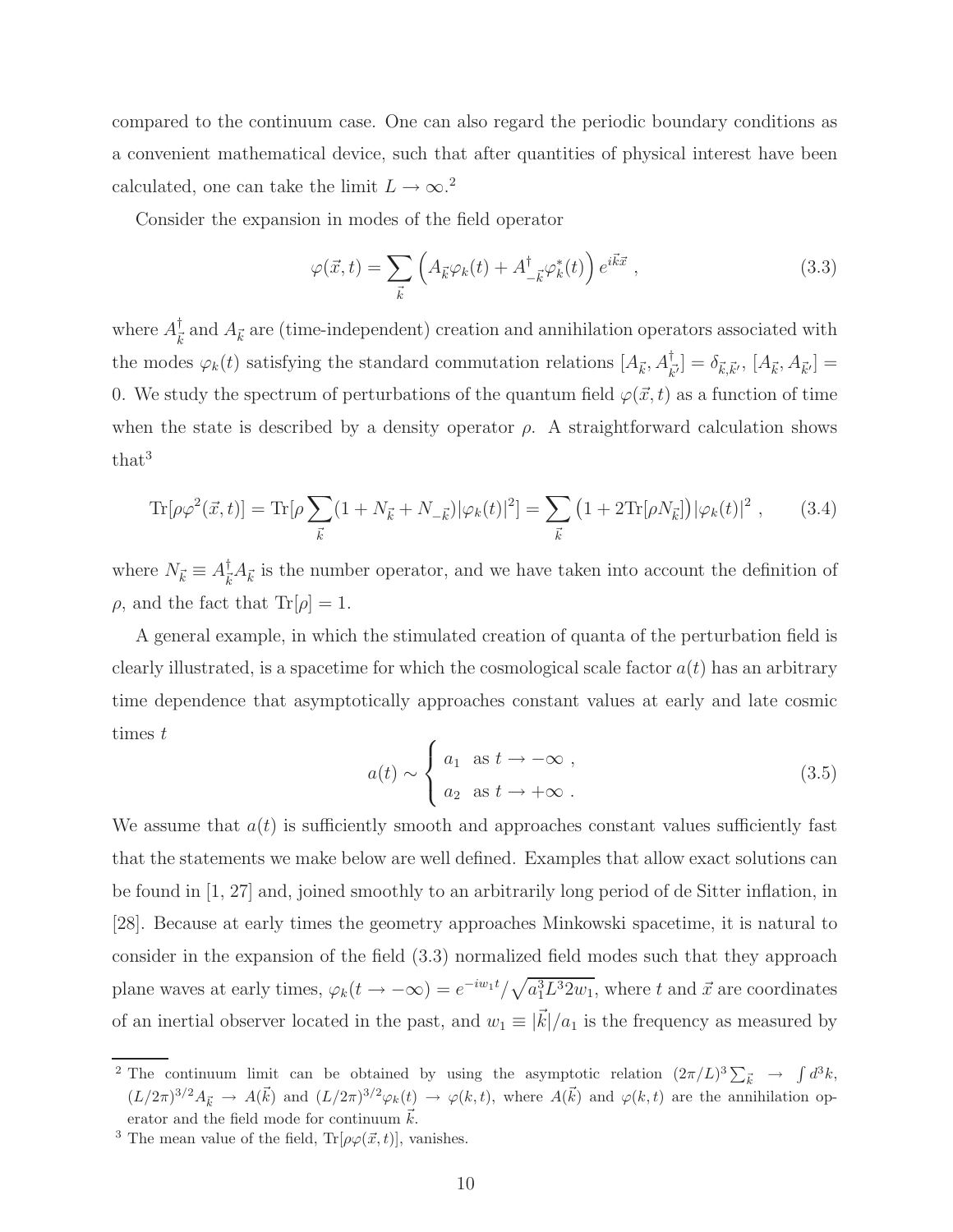compared to the continuum case. One can also regard the periodic boundary conditions as a convenient mathematical device, such that after quantities of physical interest have been calculated, one can take the limit $L \to \infty$.[2]

Consider the expansion in modes of the field operator

$$\varphi(\vec{x},t) = \sum_{\vec{k}} \left( A_{\vec{k}} \varphi_k(t) + A^\dagger_{-\vec{k}} \varphi^*_k(t) \right) e^{i\vec{k}\vec{x}} \ , \tag{3.3}$$

where $A^\dagger_{\vec{k}}$ and $A_{\vec{k}}$ are (time-independent) creation and annihilation operators associated with the modes $\varphi_k(t)$ satisfying the standard commutation relations $[A_{\vec{k}}, A^\dagger_{\vec{k}'}] = \delta_{\vec{k},\vec{k}'}$, $[A_{\vec{k}}, A_{\vec{k}'}] = 0$. We study the spectrum of perturbations of the quantum field $\varphi(\vec{x},t)$ as a function of time when the state is described by a density operator $\rho$. A straightforward calculation shows that[3]

$$\mathrm{Tr}[\rho \varphi^2(\vec{x},t)] = \mathrm{Tr}[\rho \sum_{\vec{k}} (1 + N_{\vec{k}} + N_{-\vec{k}}) |\varphi_k(t)|^2] = \sum_{\vec{k}} \left(1 + 2\mathrm{Tr}[\rho N_{\vec{k}}]\right) |\varphi_k(t)|^2 \ , \tag{3.4}$$

where $N_{\vec{k}} \equiv A^\dagger_{\vec{k}} A_{\vec{k}}$ is the number operator, and we have taken into account the definition of $\rho$, and the fact that $\mathrm{Tr}[\rho] = 1$.

A general example, in which the stimulated creation of quanta of the perturbation field is clearly illustrated, is a spacetime for which the cosmological scale factor $a(t)$ has an arbitrary time dependence that asymptotically approaches constant values at early and late cosmic times $t$

$$a(t) \sim \begin{cases} a_1 & \text{as } t \to -\infty \ , \\ a_2 & \text{as } t \to +\infty \ . \end{cases} \tag{3.5}$$

We assume that $a(t)$ is sufficiently smooth and approaches constant values sufficiently fast that the statements we make below are well defined. Examples that allow exact solutions can be found in [1, 27] and, joined smoothly to an arbitrarily long period of de Sitter inflation, in [28]. Because at early times the geometry approaches Minkowski spacetime, it is natural to consider in the expansion of the field (3.3) normalized field modes such that they approach plane waves at early times, $\varphi_k(t \to -\infty) = e^{-iw_1 t}/\sqrt{a_1^3 L^3 2w_1}$, where $t$ and $\vec{x}$ are coordinates of an inertial observer located in the past, and $w_1 \equiv |\vec{k}|/a_1$ is the frequency as measured by

---

[2] The continuum limit can be obtained by using the asymptotic relation $(2\pi/L)^3 \sum_{\vec{k}} \to \int d^3k$, $(L/2\pi)^{3/2} A_{\vec{k}} \to A(\vec{k})$ and $(L/2\pi)^{3/2} \varphi_k(t) \to \varphi(k,t)$, where $A(\vec{k})$ and $\varphi(k,t)$ are the annihilation operator and the field mode for continuum $\vec{k}$.

[3] The mean value of the field, $\mathrm{Tr}[\rho\varphi(\vec{x},t)]$, vanishes.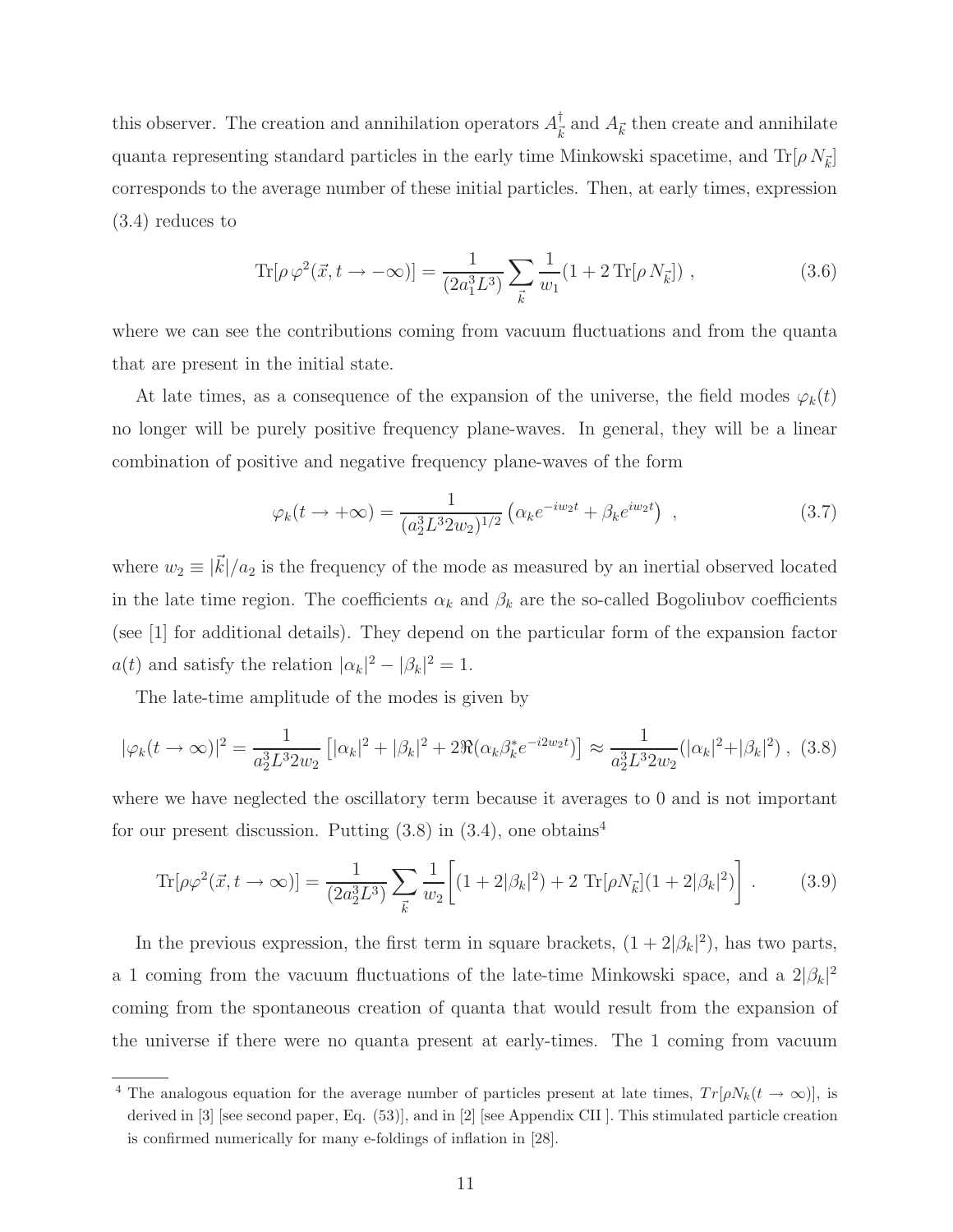this observer. The creation and annihilation operators $A^\dagger_{\vec{k}}$ and $A_{\vec{k}}$ then create and annihilate quanta representing standard particles in the early time Minkowski spacetime, and $\text{Tr}[\rho\, N_{\vec{k}}]$ corresponds to the average number of these initial particles. Then, at early times, expression (3.4) reduces to

$$\text{Tr}[\rho\, \varphi^2(\vec{x}, t \to -\infty)] = \frac{1}{(2a_1^3 L^3)} \sum_{\vec{k}} \frac{1}{w_1}(1 + 2\, \text{Tr}[\rho\, N_{\vec{k}}]) \ , \tag{3.6}$$

where we can see the contributions coming from vacuum fluctuations and from the quanta that are present in the initial state.

At late times, as a consequence of the expansion of the universe, the field modes $\varphi_k(t)$ no longer will be purely positive frequency plane-waves. In general, they will be a linear combination of positive and negative frequency plane-waves of the form

$$\varphi_k(t \to +\infty) = \frac{1}{(a_2^3 L^3 2w_2)^{1/2}} \left(\alpha_k e^{-iw_2 t} + \beta_k e^{iw_2 t}\right) \ , \tag{3.7}$$

where $w_2 \equiv |\vec{k}|/a_2$ is the frequency of the mode as measured by an inertial observed located in the late time region. The coefficients $\alpha_k$ and $\beta_k$ are the so-called Bogoliubov coefficients (see [1] for additional details). They depend on the particular form of the expansion factor $a(t)$ and satisfy the relation $|\alpha_k|^2 - |\beta_k|^2 = 1$.

The late-time amplitude of the modes is given by

$$|\varphi_k(t \to \infty)|^2 = \frac{1}{a_2^3 L^3 2w_2}\left[|\alpha_k|^2 + |\beta_k|^2 + 2\Re(\alpha_k \beta_k^* e^{-i2w_2 t})\right] \approx \frac{1}{a_2^3 L^3 2w_2}(|\alpha_k|^2 + |\beta_k|^2) \ , \tag{3.8}$$

where we have neglected the oscillatory term because it averages to 0 and is not important for our present discussion. Putting (3.8) in (3.4), one obtains[4]

$$\text{Tr}[\rho\varphi^2(\vec{x}, t \to \infty)] = \frac{1}{(2a_2^3 L^3)} \sum_{\vec{k}} \frac{1}{w_2}\bigg[(1 + 2|\beta_k|^2) + 2\ \text{Tr}[\rho N_{\vec{k}}](1 + 2|\beta_k|^2)\bigg] \ . \tag{3.9}$$

In the previous expression, the first term in square brackets, $(1 + 2|\beta_k|^2)$, has two parts, a 1 coming from the vacuum fluctuations of the late-time Minkowski space, and a $2|\beta_k|^2$ coming from the spontaneous creation of quanta that would result from the expansion of the universe if there were no quanta present at early-times. The 1 coming from vacuum

[4] The analogous equation for the average number of particles present at late times, $Tr[\rho N_k(t \to \infty)]$, is derived in [3] [see second paper, Eq. (53)], and in [2] [see Appendix CII ]. This stimulated particle creation is confirmed numerically for many e-foldings of inflation in [28].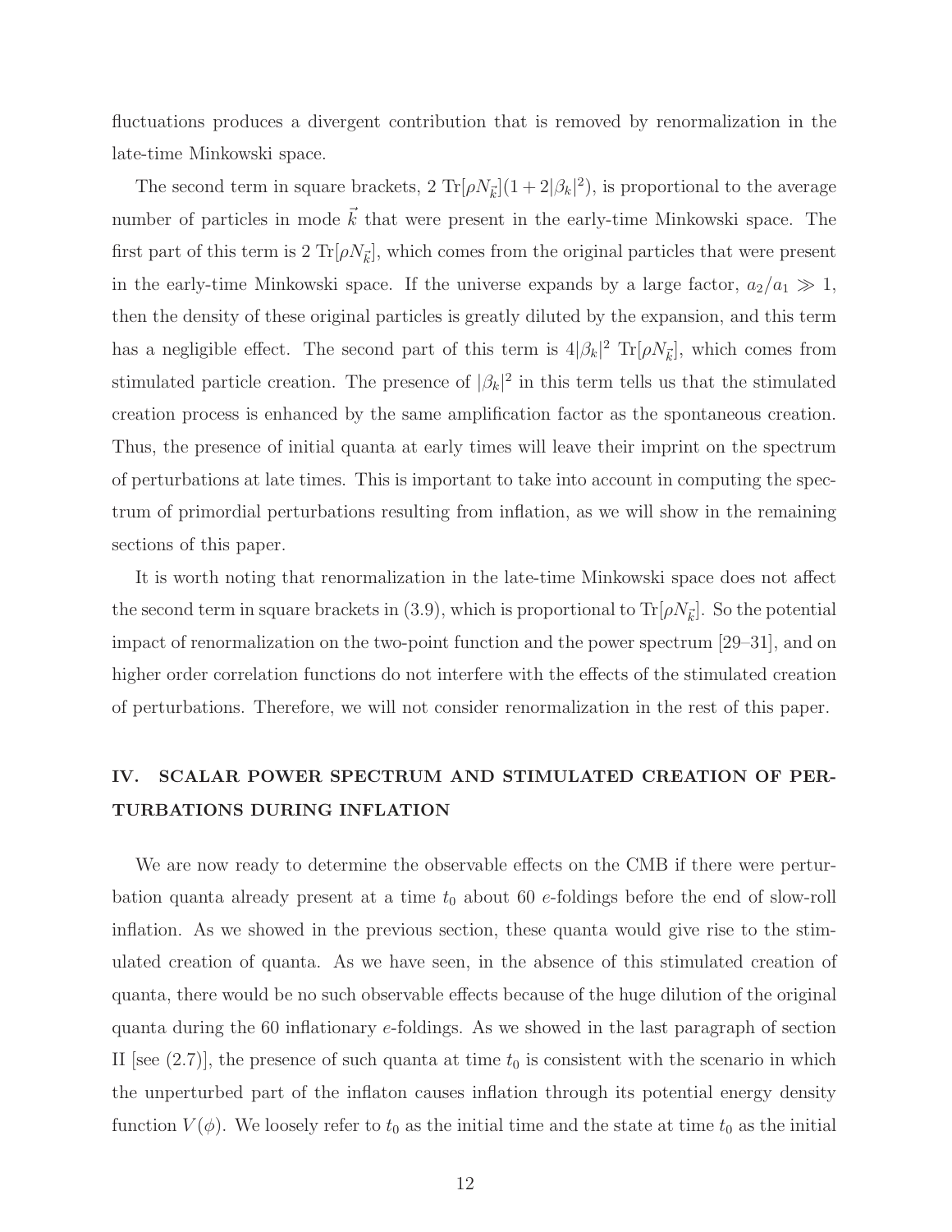fluctuations produces a divergent contribution that is removed by renormalization in the late-time Minkowski space.

The second term in square brackets, $2\,\mathrm{Tr}[\rho N_{\vec{k}}](1 + 2|\beta_k|^2)$, is proportional to the average number of particles in mode $\vec{k}$ that were present in the early-time Minkowski space. The first part of this term is $2\,\mathrm{Tr}[\rho N_{\vec{k}}]$, which comes from the original particles that were present in the early-time Minkowski space. If the universe expands by a large factor, $a_2/a_1 \gg 1$, then the density of these original particles is greatly diluted by the expansion, and this term has a negligible effect. The second part of this term is $4|\beta_k|^2\,\mathrm{Tr}[\rho N_{\vec{k}}]$, which comes from stimulated particle creation. The presence of $|\beta_k|^2$ in this term tells us that the stimulated creation process is enhanced by the same amplification factor as the spontaneous creation. Thus, the presence of initial quanta at early times will leave their imprint on the spectrum of perturbations at late times. This is important to take into account in computing the spectrum of primordial perturbations resulting from inflation, as we will show in the remaining sections of this paper.

It is worth noting that renormalization in the late-time Minkowski space does not affect the second term in square brackets in (3.9), which is proportional to $\mathrm{Tr}[\rho N_{\vec{k}}]$. So the potential impact of renormalization on the two-point function and the power spectrum [29–31], and on higher order correlation functions do not interfere with the effects of the stimulated creation of perturbations. Therefore, we will not consider renormalization in the rest of this paper.

## IV. SCALAR POWER SPECTRUM AND STIMULATED CREATION OF PERTURBATIONS DURING INFLATION

We are now ready to determine the observable effects on the CMB if there were perturbation quanta already present at a time $t_0$ about 60 $e$-foldings before the end of slow-roll inflation. As we showed in the previous section, these quanta would give rise to the stimulated creation of quanta. As we have seen, in the absence of this stimulated creation of quanta, there would be no such observable effects because of the huge dilution of the original quanta during the 60 inflationary $e$-foldings. As we showed in the last paragraph of section II [see (2.7)], the presence of such quanta at time $t_0$ is consistent with the scenario in which the unperturbed part of the inflaton causes inflation through its potential energy density function $V(\phi)$. We loosely refer to $t_0$ as the initial time and the state at time $t_0$ as the initial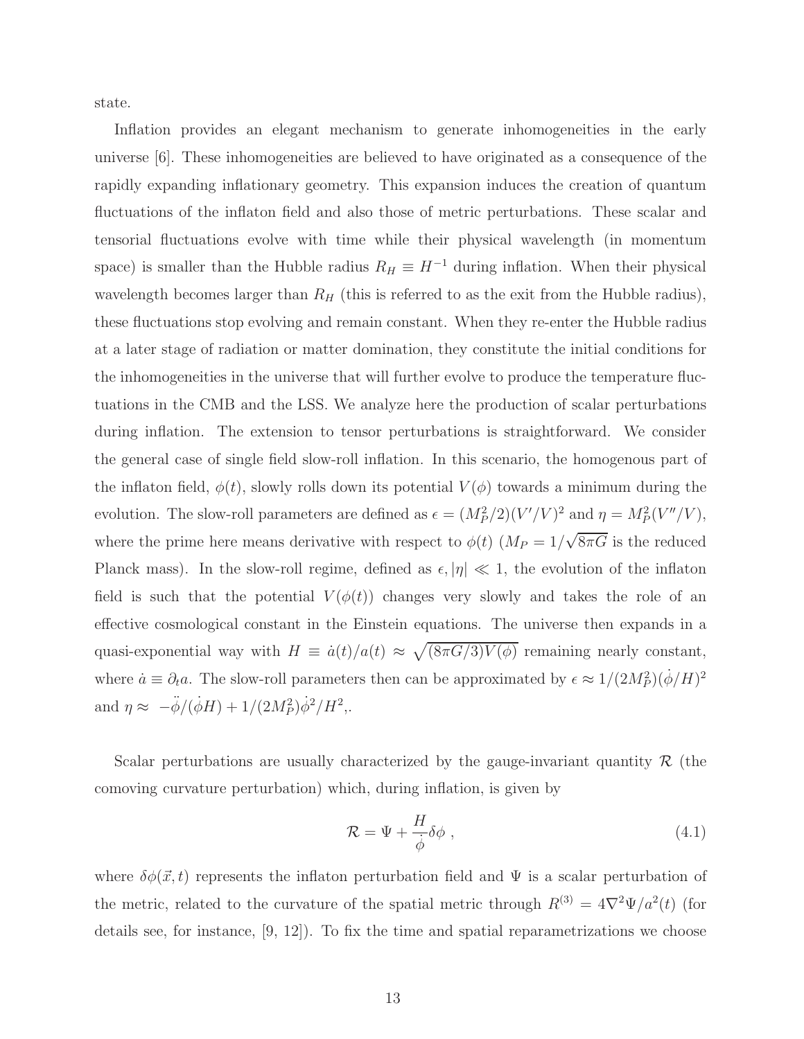state.

Inflation provides an elegant mechanism to generate inhomogeneities in the early universe [6]. These inhomogeneities are believed to have originated as a consequence of the rapidly expanding inflationary geometry. This expansion induces the creation of quantum fluctuations of the inflaton field and also those of metric perturbations. These scalar and tensorial fluctuations evolve with time while their physical wavelength (in momentum space) is smaller than the Hubble radius $R_H \equiv H^{-1}$ during inflation. When their physical wavelength becomes larger than $R_H$ (this is referred to as the exit from the Hubble radius), these fluctuations stop evolving and remain constant. When they re-enter the Hubble radius at a later stage of radiation or matter domination, they constitute the initial conditions for the inhomogeneities in the universe that will further evolve to produce the temperature fluctuations in the CMB and the LSS. We analyze here the production of scalar perturbations during inflation. The extension to tensor perturbations is straightforward. We consider the general case of single field slow-roll inflation. In this scenario, the homogenous part of the inflaton field, $\phi(t)$, slowly rolls down its potential $V(\phi)$ towards a minimum during the evolution. The slow-roll parameters are defined as $\epsilon = (M_P^2/2)(V'/V)^2$ and $\eta = M_P^2(V''/V)$, where the prime here means derivative with respect to $\phi(t)$ ($M_P = 1/\sqrt{8\pi G}$ is the reduced Planck mass). In the slow-roll regime, defined as $\epsilon, |\eta| \ll 1$, the evolution of the inflaton field is such that the potential $V(\phi(t))$ changes very slowly and takes the role of an effective cosmological constant in the Einstein equations. The universe then expands in a quasi-exponential way with $H \equiv \dot{a}(t)/a(t) \approx \sqrt{(8\pi G/3)V(\phi)}$ remaining nearly constant, where $\dot{a} \equiv \partial_t a$. The slow-roll parameters then can be approximated by $\epsilon \approx 1/(2M_P^2)(\dot{\phi}/H)^2$ and $\eta \approx -\ddot{\phi}/(\dot{\phi}H) + 1/(2M_P^2)\dot{\phi}^2/H^2$,.

Scalar perturbations are usually characterized by the gauge-invariant quantity $\mathcal{R}$ (the comoving curvature perturbation) which, during inflation, is given by

$$\mathcal{R} = \Psi + \frac{H}{\dot{\phi}}\delta\phi \ , \tag{4.1}$$

where $\delta\phi(\vec{x}, t)$ represents the inflaton perturbation field and $\Psi$ is a scalar perturbation of the metric, related to the curvature of the spatial metric through $R^{(3)} = 4\nabla^2\Psi/a^2(t)$ (for details see, for instance, [9, 12]). To fix the time and spatial reparametrizations we choose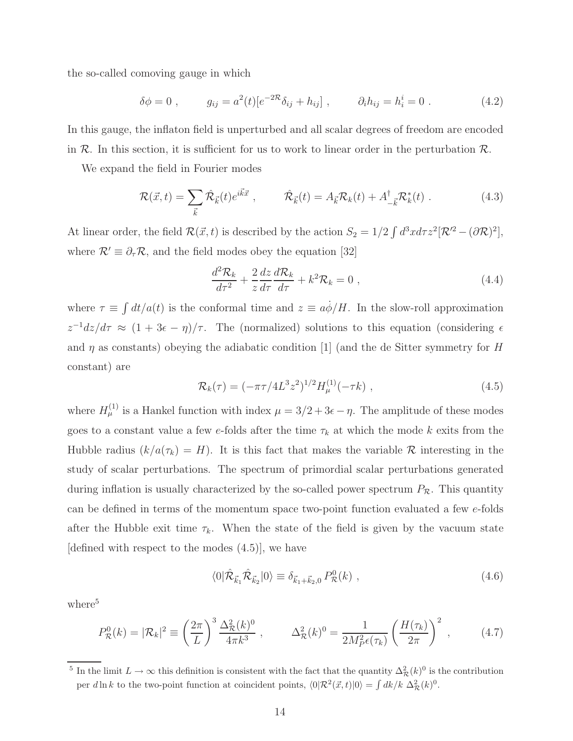the so-called comoving gauge in which

$$\delta\phi = 0 \ , \qquad g_{ij} = a^2(t)[e^{-2\mathcal{R}}\delta_{ij} + h_{ij}] \ , \qquad \partial_i h_{ij} = h^i_i = 0 \ . \tag{4.2}$$

In this gauge, the inflaton field is unperturbed and all scalar degrees of freedom are encoded in $\mathcal{R}$. In this section, it is sufficient for us to work to linear order in the perturbation $\mathcal{R}$.

We expand the field in Fourier modes

$$\mathcal{R}(\vec{x}, t) = \sum_{\vec{k}} \hat{\mathcal{R}}_{\vec{k}}(t) e^{i\vec{k}\vec{x}} \ , \qquad \hat{\mathcal{R}}_{\vec{k}}(t) = A_{\vec{k}}\mathcal{R}_k(t) + A^\dagger_{-\vec{k}}\mathcal{R}^*_k(t) \ . \tag{4.3}$$

At linear order, the field $\mathcal{R}(\vec{x}, t)$ is described by the action $S_2 = 1/2\int d^3x d\tau z^2[\mathcal{R}'^2 - (\partial\mathcal{R})^2]$, where $\mathcal{R}' \equiv \partial_\tau \mathcal{R}$, and the field modes obey the equation [32]

$$\frac{d^2\mathcal{R}_k}{d\tau^2} + \frac{2}{z}\frac{dz}{d\tau}\frac{d\mathcal{R}_k}{d\tau} + k^2\mathcal{R}_k = 0 \ , \tag{4.4}$$

where $\tau \equiv \int dt/a(t)$ is the conformal time and $z \equiv a\dot{\phi}/H$. In the slow-roll approximation $z^{-1}dz/d\tau \approx (1 + 3\epsilon - \eta)/\tau$. The (normalized) solutions to this equation (considering $\epsilon$ and $\eta$ as constants) obeying the adiabatic condition [1] (and the de Sitter symmetry for $H$ constant) are

$$\mathcal{R}_k(\tau) = (-\pi\tau/4L^3 z^2)^{1/2} H^{(1)}_\mu(-\tau k) \ , \tag{4.5}$$

where $H^{(1)}_\mu$ is a Hankel function with index $\mu = 3/2 + 3\epsilon - \eta$. The amplitude of these modes goes to a constant value a few $e$-folds after the time $\tau_k$ at which the mode $k$ exits from the Hubble radius ($k/a(\tau_k) = H$). It is this fact that makes the variable $\mathcal{R}$ interesting in the study of scalar perturbations. The spectrum of primordial scalar perturbations generated during inflation is usually characterized by the so-called power spectrum $P_\mathcal{R}$. This quantity can be defined in terms of the momentum space two-point function evaluated a few $e$-folds after the Hubble exit time $\tau_k$. When the state of the field is given by the vacuum state [defined with respect to the modes (4.5)], we have

$$\langle 0|\hat{\mathcal{R}}_{\vec{k}_1}\hat{\mathcal{R}}_{\vec{k}_2}|0\rangle \equiv \delta_{\vec{k}_1+\vec{k}_2,0}\, P^0_\mathcal{R}(k) \ , \tag{4.6}$$

where[5]

$$P^0_\mathcal{R}(k) = |\mathcal{R}_k|^2 \equiv \left(\frac{2\pi}{L}\right)^3 \frac{\Delta^2_\mathcal{R}(k)^0}{4\pi k^3} \ , \qquad \Delta^2_\mathcal{R}(k)^0 = \frac{1}{2M_P^2\epsilon(\tau_k)}\left(\frac{H(\tau_k)}{2\pi}\right)^2 \ , \tag{4.7}$$

[5] In the limit $L \to \infty$ this definition is consistent with the fact that the quantity $\Delta^2_\mathcal{R}(k)^0$ is the contribution per $d\ln k$ to the two-point function at coincident points, $\langle 0|\mathcal{R}^2(\vec{x}, t)|0\rangle = \int dk/k\ \Delta^2_\mathcal{R}(k)^0$.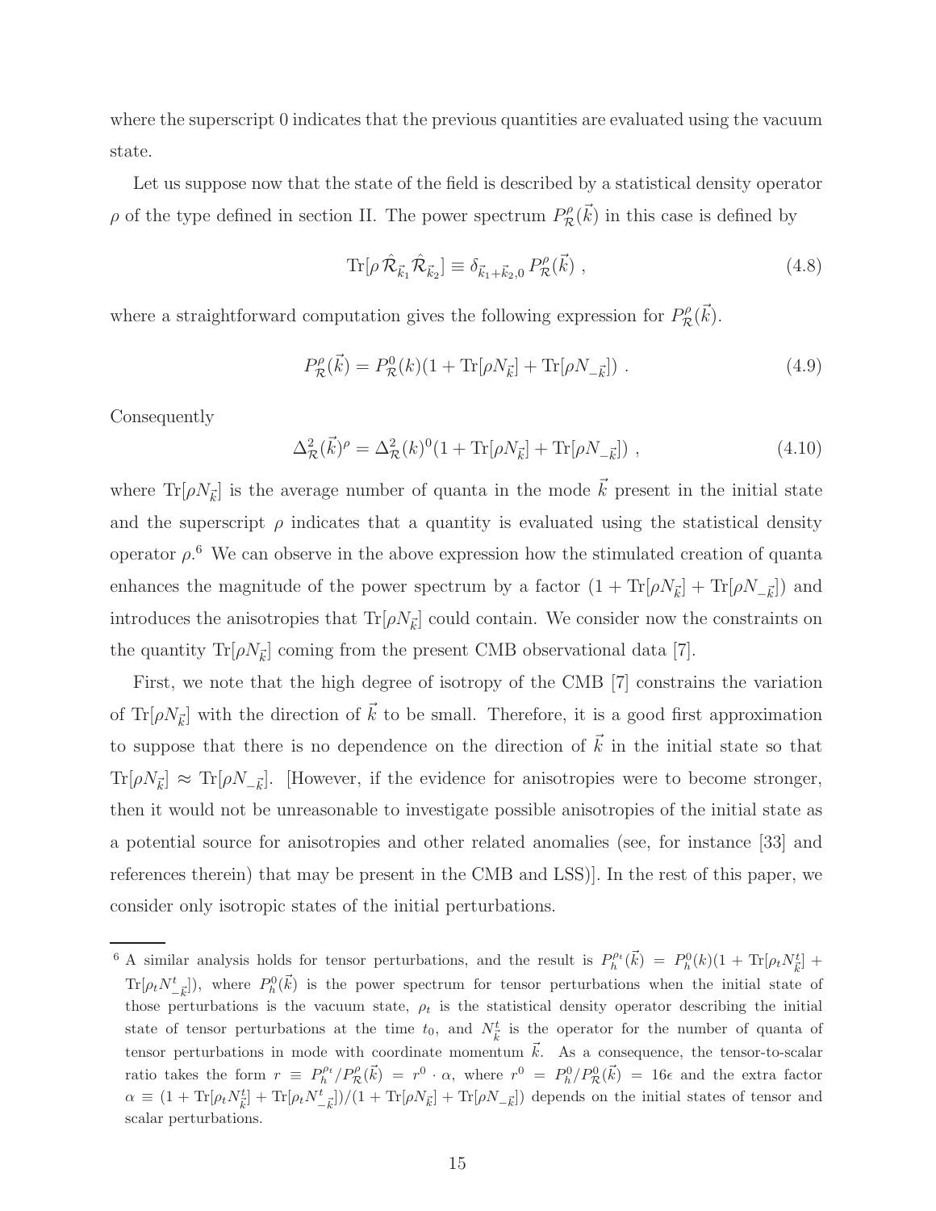where the superscript 0 indicates that the previous quantities are evaluated using the vacuum state.

Let us suppose now that the state of the field is described by a statistical density operator $\rho$ of the type defined in section II. The power spectrum $P^{\rho}_{\mathcal{R}}(\vec{k})$ in this case is defined by

$$\mathrm{Tr}[\rho\, \hat{\mathcal{R}}_{\vec{k}_1} \hat{\mathcal{R}}_{\vec{k}_2}] \equiv \delta_{\vec{k}_1+\vec{k}_2,0}\, P^{\rho}_{\mathcal{R}}(\vec{k}) \ , \tag{4.8}$$

where a straightforward computation gives the following expression for $P^{\rho}_{\mathcal{R}}(\vec{k})$.

$$P^{\rho}_{\mathcal{R}}(\vec{k}) = P^{0}_{\mathcal{R}}(k)(1 + \mathrm{Tr}[\rho N_{\vec{k}}] + \mathrm{Tr}[\rho N_{-\vec{k}}]) \ . \tag{4.9}$$

Consequently

$$\Delta^2_{\mathcal{R}}(\vec{k})^{\rho} = \Delta^2_{\mathcal{R}}(k)^0(1 + \mathrm{Tr}[\rho N_{\vec{k}}] + \mathrm{Tr}[\rho N_{-\vec{k}}]) \ , \tag{4.10}$$

where $\mathrm{Tr}[\rho N_{\vec{k}}]$ is the average number of quanta in the mode $\vec{k}$ present in the initial state and the superscript $\rho$ indicates that a quantity is evaluated using the statistical density operator $\rho$.[6] We can observe in the above expression how the stimulated creation of quanta enhances the magnitude of the power spectrum by a factor $(1 + \mathrm{Tr}[\rho N_{\vec{k}}] + \mathrm{Tr}[\rho N_{-\vec{k}}])$ and introduces the anisotropies that $\mathrm{Tr}[\rho N_{\vec{k}}]$ could contain. We consider now the constraints on the quantity $\mathrm{Tr}[\rho N_{\vec{k}}]$ coming from the present CMB observational data [7].

First, we note that the high degree of isotropy of the CMB [7] constrains the variation of $\mathrm{Tr}[\rho N_{\vec{k}}]$ with the direction of $\vec{k}$ to be small. Therefore, it is a good first approximation to suppose that there is no dependence on the direction of $\vec{k}$ in the initial state so that $\mathrm{Tr}[\rho N_{\vec{k}}] \approx \mathrm{Tr}[\rho N_{-\vec{k}}]$. [However, if the evidence for anisotropies were to become stronger, then it would not be unreasonable to investigate possible anisotropies of the initial state as a potential source for anisotropies and other related anomalies (see, for instance [33] and references therein) that may be present in the CMB and LSS)]. In the rest of this paper, we consider only isotropic states of the initial perturbations.

---

[6] A similar analysis holds for tensor perturbations, and the result is $P^{\rho_t}_{h}(\vec{k}) = P^0_h(k)(1 + \mathrm{Tr}[\rho_t N^t_{\vec{k}}] + \mathrm{Tr}[\rho_t N^t_{-\vec{k}}])$, where $P^0_h(\vec{k})$ is the power spectrum for tensor perturbations when the initial state of those perturbations is the vacuum state, $\rho_t$ is the statistical density operator describing the initial state of tensor perturbations at the time $t_0$, and $N^t_{\vec{k}}$ is the operator for the number of quanta of tensor perturbations in mode with coordinate momentum $\vec{k}$. As a consequence, the tensor-to-scalar ratio takes the form $r \equiv P^{\rho_t}_h/P^{\rho}_{\mathcal{R}}(\vec{k}) = r^0 \cdot \alpha$, where $r^0 = P^0_h/P^0_{\mathcal{R}}(\vec{k}) = 16\epsilon$ and the extra factor $\alpha \equiv (1 + \mathrm{Tr}[\rho_t N^t_{\vec{k}}] + \mathrm{Tr}[\rho_t N^t_{-\vec{k}}])/(1 + \mathrm{Tr}[\rho N_{\vec{k}}] + \mathrm{Tr}[\rho N_{-\vec{k}}])$ depends on the initial states of tensor and scalar perturbations.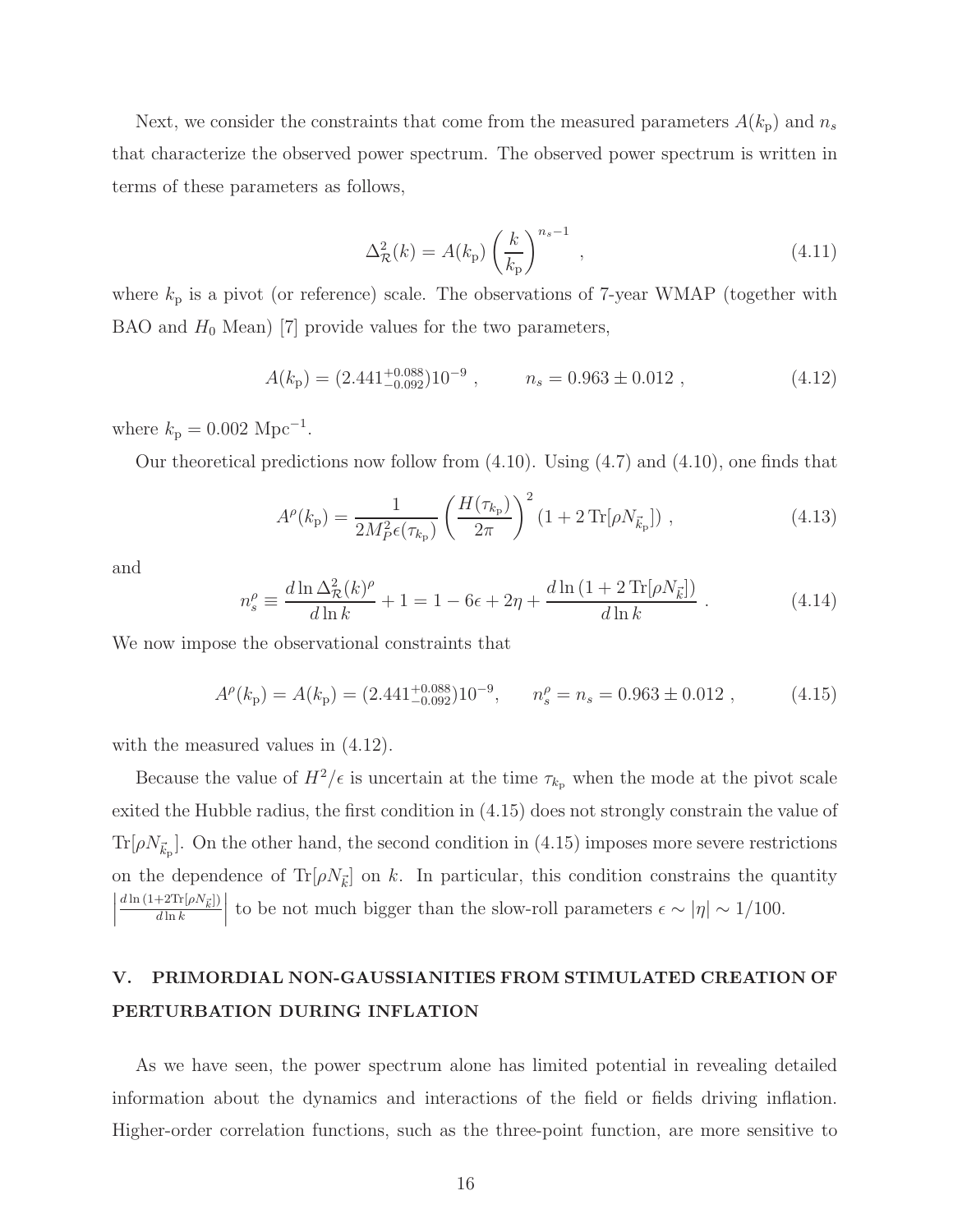Next, we consider the constraints that come from the measured parameters $A(k_{\rm p})$ and $n_s$ that characterize the observed power spectrum. The observed power spectrum is written in terms of these parameters as follows,

$$\Delta^2_{\mathcal{R}}(k) = A(k_{\rm p}) \left(\frac{k}{k_{\rm p}}\right)^{n_s - 1} \ , \tag{4.11}$$

where $k_{\rm p}$ is a pivot (or reference) scale. The observations of 7-year WMAP (together with BAO and $H_0$ Mean) [7] provide values for the two parameters,

$$A(k_{\rm p}) = (2.441^{+0.088}_{-0.092}) 10^{-9} \ , \qquad n_s = 0.963 \pm 0.012 \ , \tag{4.12}$$

where $k_{\rm p} = 0.002 \ \text{Mpc}^{-1}$.

Our theoretical predictions now follow from (4.10). Using (4.7) and (4.10), one finds that

$$A^{\rho}(k_{\rm p}) = \frac{1}{2M_P^2 \epsilon(\tau_{k_{\rm p}})} \left(\frac{H(\tau_{k_{\rm p}})}{2\pi}\right)^2 (1 + 2\,\text{Tr}[\rho N_{\vec{k}_{\rm p}}]) \ , \tag{4.13}$$

and

$$n_s^{\rho} \equiv \frac{d \ln \Delta^2_{\mathcal{R}}(k)^{\rho}}{d \ln k} + 1 = 1 - 6\epsilon + 2\eta + \frac{d \ln (1 + 2\,\text{Tr}[\rho N_{\vec{k}}])}{d \ln k} \ . \tag{4.14}$$

We now impose the observational constraints that

$$A^{\rho}(k_{\rm p}) = A(k_{\rm p}) = (2.441^{+0.088}_{-0.092}) 10^{-9}, \qquad n_s^{\rho} = n_s = 0.963 \pm 0.012 \ , \tag{4.15}$$

with the measured values in (4.12).

Because the value of $H^2/\epsilon$ is uncertain at the time $\tau_{k_{\rm p}}$ when the mode at the pivot scale exited the Hubble radius, the first condition in (4.15) does not strongly constrain the value of $\text{Tr}[\rho N_{\vec{k}_{\rm p}}]$. On the other hand, the second condition in (4.15) imposes more severe restrictions on the dependence of $\text{Tr}[\rho N_{\vec{k}}]$ on $k$. In particular, this condition constrains the quantity $\left|\frac{d \ln (1 + 2\text{Tr}[\rho N_{\vec{k}}])}{d \ln k}\right|$ to be not much bigger than the slow-roll parameters $\epsilon \sim |\eta| \sim 1/100$.

## V. PRIMORDIAL NON-GAUSSIANITIES FROM STIMULATED CREATION OF PERTURBATION DURING INFLATION

As we have seen, the power spectrum alone has limited potential in revealing detailed information about the dynamics and interactions of the field or fields driving inflation. Higher-order correlation functions, such as the three-point function, are more sensitive to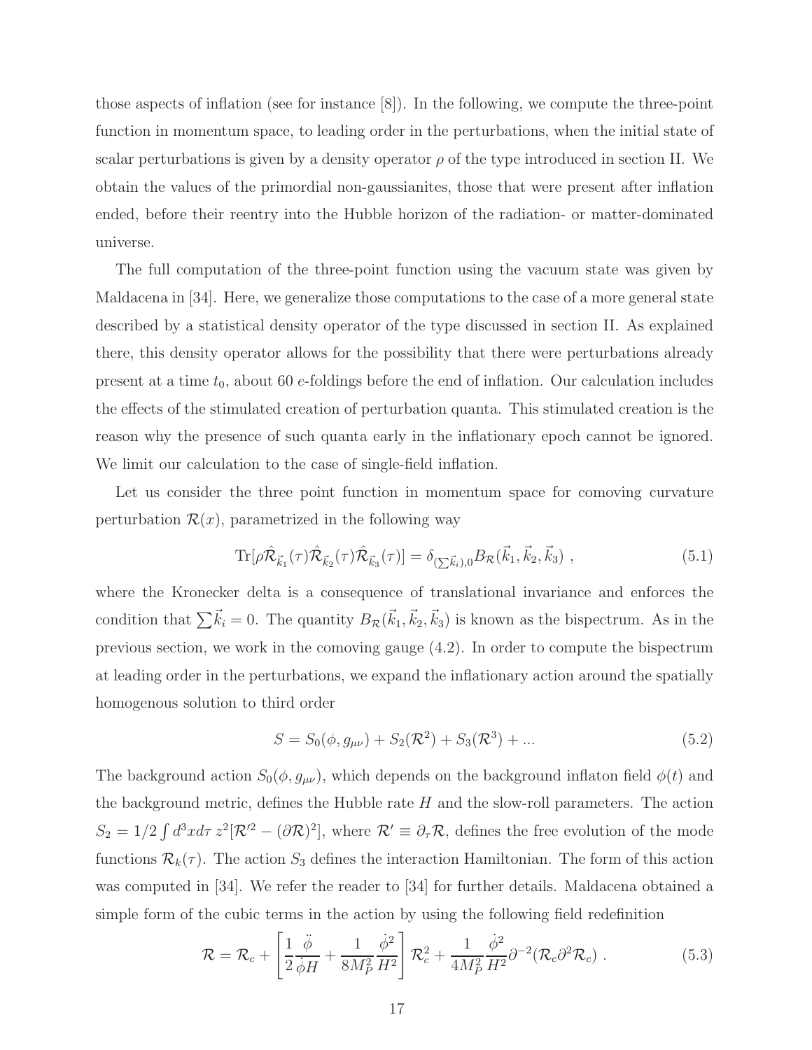those aspects of inflation (see for instance [8]). In the following, we compute the three-point function in momentum space, to leading order in the perturbations, when the initial state of scalar perturbations is given by a density operator $\rho$ of the type introduced in section II. We obtain the values of the primordial non-gaussianites, those that were present after inflation ended, before their reentry into the Hubble horizon of the radiation- or matter-dominated universe.

The full computation of the three-point function using the vacuum state was given by Maldacena in [34]. Here, we generalize those computations to the case of a more general state described by a statistical density operator of the type discussed in section II. As explained there, this density operator allows for the possibility that there were perturbations already present at a time $t_0$, about 60 $e$-foldings before the end of inflation. Our calculation includes the effects of the stimulated creation of perturbation quanta. This stimulated creation is the reason why the presence of such quanta early in the inflationary epoch cannot be ignored. We limit our calculation to the case of single-field inflation.

Let us consider the three point function in momentum space for comoving curvature perturbation $\mathcal{R}(x)$, parametrized in the following way

$$\mathrm{Tr}[\rho\hat{\mathcal{R}}_{\vec{k}_1}(\tau)\hat{\mathcal{R}}_{\vec{k}_2}(\tau)\hat{\mathcal{R}}_{\vec{k}_3}(\tau)] = \delta_{(\sum\vec{k}_i),0}B_{\mathcal{R}}(\vec{k}_1,\vec{k}_2,\vec{k}_3)\ , \tag{5.1}$$

where the Kronecker delta is a consequence of translational invariance and enforces the condition that $\sum\vec{k}_i = 0$. The quantity $B_{\mathcal{R}}(\vec{k}_1,\vec{k}_2,\vec{k}_3)$ is known as the bispectrum. As in the previous section, we work in the comoving gauge (4.2). In order to compute the bispectrum at leading order in the perturbations, we expand the inflationary action around the spatially homogenous solution to third order

$$S = S_0(\phi, g_{\mu\nu}) + S_2(\mathcal{R}^2) + S_3(\mathcal{R}^3) + ... \tag{5.2}$$

The background action $S_0(\phi, g_{\mu\nu})$, which depends on the background inflaton field $\phi(t)$ and the background metric, defines the Hubble rate $H$ and the slow-roll parameters. The action $S_2 = 1/2\int d^3x d\tau\, z^2[\mathcal{R}'^2 - (\partial\mathcal{R})^2]$, where $\mathcal{R}' \equiv \partial_\tau\mathcal{R}$, defines the free evolution of the mode functions $\mathcal{R}_k(\tau)$. The action $S_3$ defines the interaction Hamiltonian. The form of this action was computed in [34]. We refer the reader to [34] for further details. Maldacena obtained a simple form of the cubic terms in the action by using the following field redefinition

$$\mathcal{R} = \mathcal{R}_c + \left[\frac{1}{2}\frac{\ddot{\phi}}{\dot{\phi}H} + \frac{1}{8M_P^2}\frac{\dot{\phi}^2}{H^2}\right]\mathcal{R}_c^2 + \frac{1}{4M_P^2}\frac{\dot{\phi}^2}{H^2}\partial^{-2}(\mathcal{R}_c\partial^2\mathcal{R}_c)\ . \tag{5.3}$$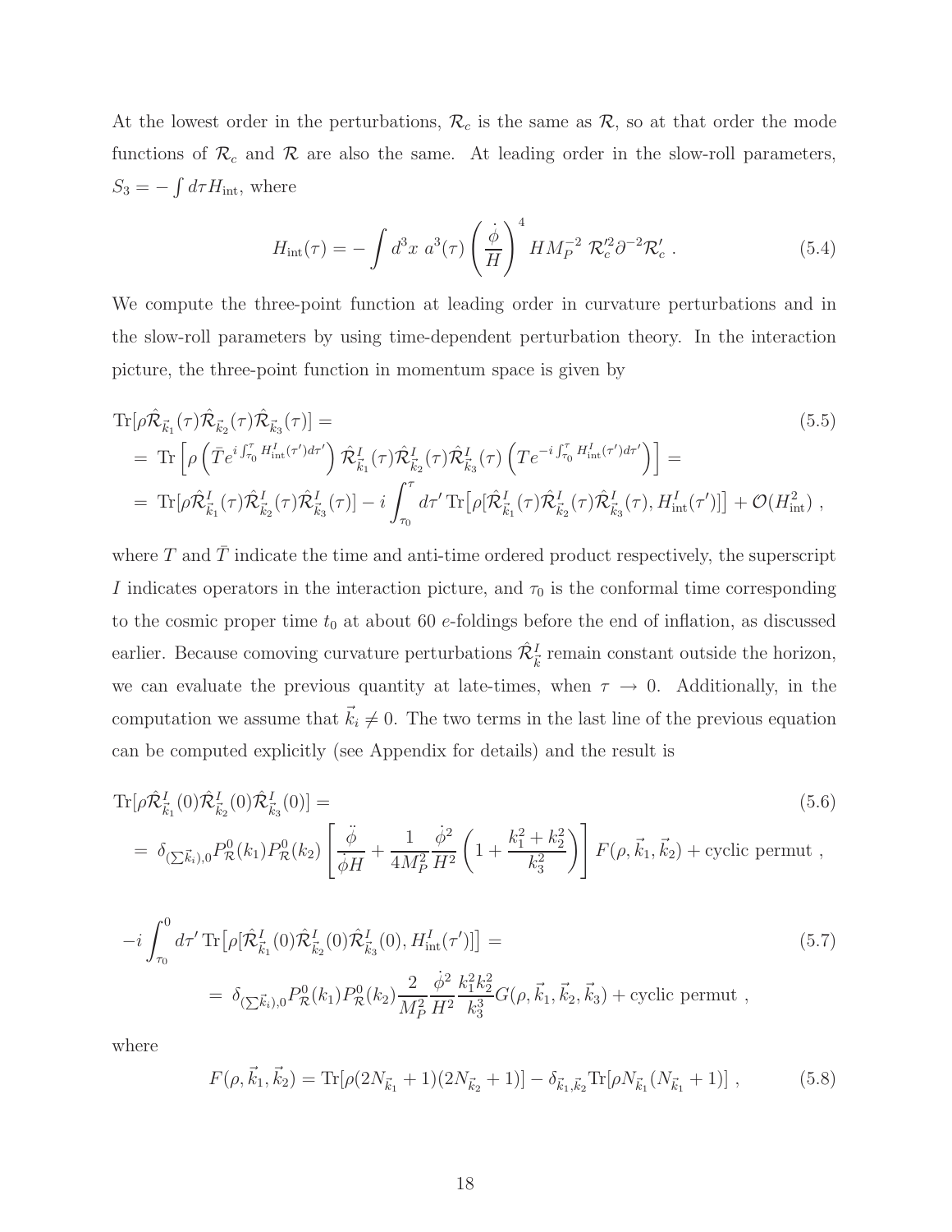At the lowest order in the perturbations, $\mathcal{R}_c$ is the same as $\mathcal{R}$, so at that order the mode functions of $\mathcal{R}_c$ and $\mathcal{R}$ are also the same. At leading order in the slow-roll parameters, $S_3 = -\int d\tau H_{\rm int}$, where

$$
H_{\rm int}(\tau) = -\int d^3x \; a^3(\tau) \left(\frac{\dot{\phi}}{H}\right)^4 H M_P^{-2} \; \mathcal{R}_c'^2 \partial^{-2} \mathcal{R}_c' \; . \tag{5.4}
$$

We compute the three-point function at leading order in curvature perturbations and in the slow-roll parameters by using time-dependent perturbation theory. In the interaction picture, the three-point function in momentum space is given by

$$
\begin{aligned}
&\mathrm{Tr}[\rho \hat{\mathcal{R}}_{\vec{k}_1}(\tau)\hat{\mathcal{R}}_{\vec{k}_2}(\tau)\hat{\mathcal{R}}_{\vec{k}_3}(\tau)] = \\
&= \; \mathrm{Tr}\left[\rho \left(\bar{T} e^{i\int_{\tau_0}^{\tau} H^I_{\rm int}(\tau')d\tau'}\right) \hat{\mathcal{R}}^I_{\vec{k}_1}(\tau)\hat{\mathcal{R}}^I_{\vec{k}_2}(\tau)\hat{\mathcal{R}}^I_{\vec{k}_3}(\tau) \left(T e^{-i\int_{\tau_0}^{\tau} H^I_{\rm int}(\tau')d\tau'}\right)\right] = \\
&= \; \mathrm{Tr}[\rho \hat{\mathcal{R}}^I_{\vec{k}_1}(\tau)\hat{\mathcal{R}}^I_{\vec{k}_2}(\tau)\hat{\mathcal{R}}^I_{\vec{k}_3}(\tau)] - i\int_{\tau_0}^{\tau} d\tau' \, \mathrm{Tr}\big[\rho[\hat{\mathcal{R}}^I_{\vec{k}_1}(\tau)\hat{\mathcal{R}}^I_{\vec{k}_2}(\tau)\hat{\mathcal{R}}^I_{\vec{k}_3}(\tau), H^I_{\rm int}(\tau')]\big] + \mathcal{O}(H^2_{\rm int}) \; ,
\end{aligned} \tag{5.5}
$$

where $T$ and $\bar{T}$ indicate the time and anti-time ordered product respectively, the superscript $I$ indicates operators in the interaction picture, and $\tau_0$ is the conformal time corresponding to the cosmic proper time $t_0$ at about 60 $e$-foldings before the end of inflation, as discussed earlier. Because comoving curvature perturbations $\hat{\mathcal{R}}^I_{\vec{k}}$ remain constant outside the horizon, we can evaluate the previous quantity at late-times, when $\tau \to 0$. Additionally, in the computation we assume that $\vec{k}_i \neq 0$. The two terms in the last line of the previous equation can be computed explicitly (see Appendix for details) and the result is

$$
\begin{aligned}
&\mathrm{Tr}[\rho \hat{\mathcal{R}}^I_{\vec{k}_1}(0)\hat{\mathcal{R}}^I_{\vec{k}_2}(0)\hat{\mathcal{R}}^I_{\vec{k}_3}(0)] = \\
&= \; \delta_{(\sum\vec{k}_i),0} P^0_{\mathcal{R}}(k_1) P^0_{\mathcal{R}}(k_2) \left[\frac{\ddot{\phi}}{\dot{\phi}H} + \frac{1}{4M_P^2}\frac{\dot{\phi}^2}{H^2}\left(1 + \frac{k_1^2 + k_2^2}{k_3^2}\right)\right] F(\rho, \vec{k}_1, \vec{k}_2) + \text{cyclic permut} \; ,
\end{aligned} \tag{5.6}
$$

$$
\begin{aligned}
&-i\int_{\tau_0}^{0} d\tau' \, \mathrm{Tr}\big[\rho[\hat{\mathcal{R}}^I_{\vec{k}_1}(0)\hat{\mathcal{R}}^I_{\vec{k}_2}(0)\hat{\mathcal{R}}^I_{\vec{k}_3}(0), H^I_{\rm int}(\tau')]\big] = \\
&\qquad = \; \delta_{(\sum\vec{k}_i),0} P^0_{\mathcal{R}}(k_1) P^0_{\mathcal{R}}(k_2) \frac{2}{M_P^2}\frac{\dot{\phi}^2}{H^2}\frac{k_1^2 k_2^2}{k_3^3} G(\rho, \vec{k}_1, \vec{k}_2, \vec{k}_3) + \text{cyclic permut} \; ,
\end{aligned} \tag{5.7}
$$

where

$$
F(\rho, \vec{k}_1, \vec{k}_2) = \mathrm{Tr}[\rho(2N_{\vec{k}_1} + 1)(2N_{\vec{k}_2} + 1)] - \delta_{\vec{k}_1, \vec{k}_2} \mathrm{Tr}[\rho N_{\vec{k}_1}(N_{\vec{k}_1} + 1)] \; , \tag{5.8}
$$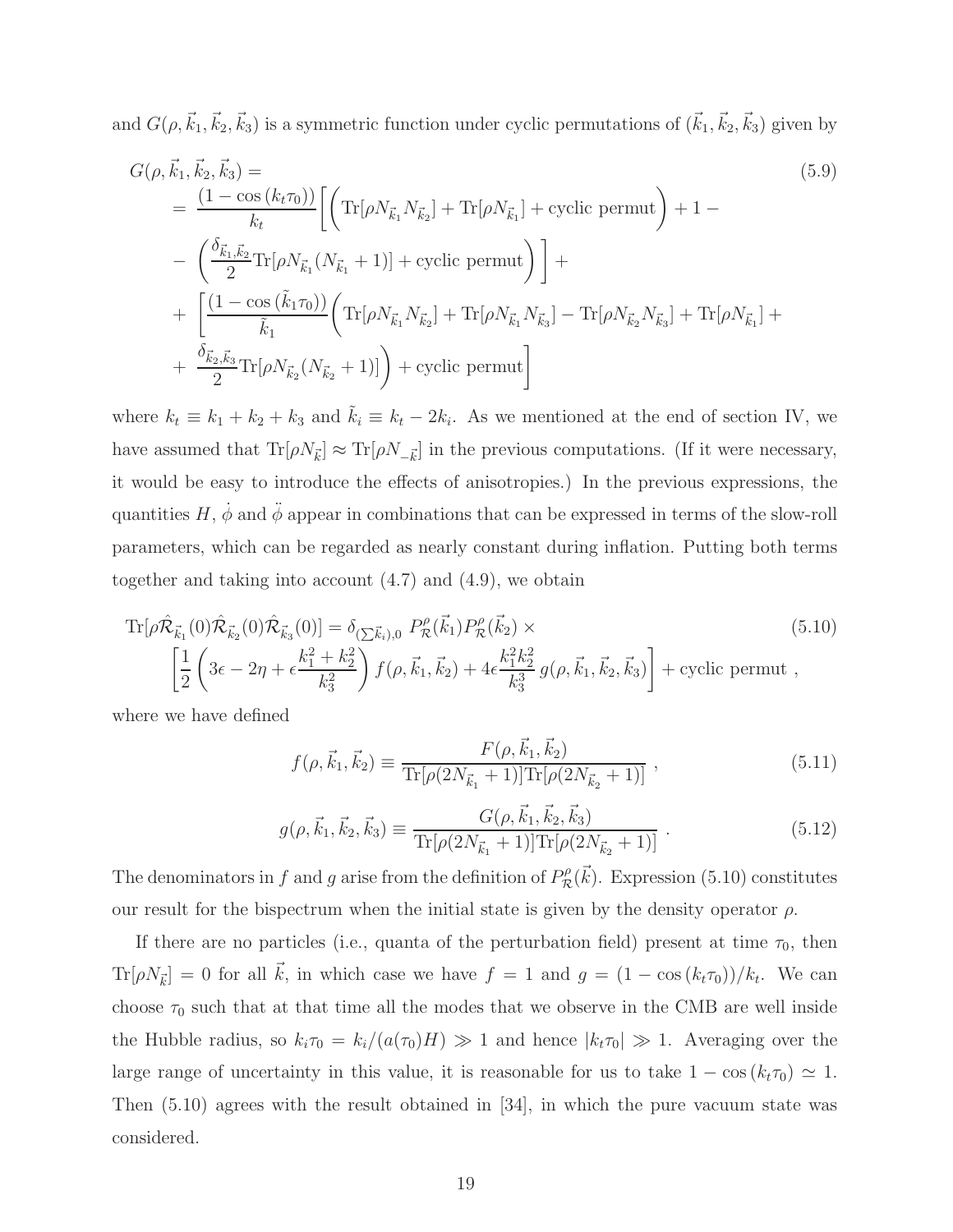and $G(\rho, \vec{k}_1, \vec{k}_2, \vec{k}_3)$ is a symmetric function under cyclic permutations of $(\vec{k}_1, \vec{k}_2, \vec{k}_3)$ given by

$$
\begin{aligned}
G(\rho, \vec{k}_1, \vec{k}_2, \vec{k}_3) &= \qquad\qquad\qquad\qquad\qquad\qquad\qquad\qquad\qquad\qquad\qquad\qquad\qquad\qquad (5.9)\\
&= \frac{(1-\cos{(k_t\tau_0)})}{k_t}\Bigg[\bigg(\mathrm{Tr}[\rho N_{\vec{k}_1}N_{\vec{k}_2}] + \mathrm{Tr}[\rho N_{\vec{k}_1}] + \text{cyclic permut}\bigg) + 1 - \\
&- \bigg(\frac{\delta_{\vec{k}_1,\vec{k}_2}}{2}\mathrm{Tr}[\rho N_{\vec{k}_1}(N_{\vec{k}_1}+1)] + \text{cyclic permut}\bigg)\Bigg] + \\
&+ \Bigg[\frac{(1-\cos{(\tilde{k}_1\tau_0)})}{\tilde{k}_1}\bigg(\mathrm{Tr}[\rho N_{\vec{k}_1}N_{\vec{k}_2}] + \mathrm{Tr}[\rho N_{\vec{k}_1}N_{\vec{k}_3}] - \mathrm{Tr}[\rho N_{\vec{k}_2}N_{\vec{k}_3}] + \mathrm{Tr}[\rho N_{\vec{k}_1}] + \\
&+ \frac{\delta_{\vec{k}_2,\vec{k}_3}}{2}\mathrm{Tr}[\rho N_{\vec{k}_2}(N_{\vec{k}_2}+1)]\bigg) + \text{cyclic permut}\Bigg]
\end{aligned}
$$

where $k_t \equiv k_1 + k_2 + k_3$ and $\tilde{k}_i \equiv k_t - 2k_i$. As we mentioned at the end of section IV, we have assumed that $\mathrm{Tr}[\rho N_{\vec{k}}] \approx \mathrm{Tr}[\rho N_{-\vec{k}}]$ in the previous computations. (If it were necessary, it would be easy to introduce the effects of anisotropies.) In the previous expressions, the quantities $H$, $\dot{\phi}$ and $\ddot{\phi}$ appear in combinations that can be expressed in terms of the slow-roll parameters, which can be regarded as nearly constant during inflation. Putting both terms together and taking into account (4.7) and (4.9), we obtain

$$
\begin{aligned}
\mathrm{Tr}[\rho\hat{\mathcal{R}}_{\vec{k}_1}(0)\hat{\mathcal{R}}_{\vec{k}_2}(0)\hat{\mathcal{R}}_{\vec{k}_3}(0)] &= \delta_{(\sum\vec{k}_i),0}\; P^{\rho}_{\mathcal{R}}(\vec{k}_1)P^{\rho}_{\mathcal{R}}(\vec{k}_2)\times \qquad\qquad\qquad\qquad\qquad (5.10)\\
&\left[\frac{1}{2}\left(3\epsilon - 2\eta + \epsilon\frac{k_1^2+k_2^2}{k_3^2}\right)f(\rho,\vec{k}_1,\vec{k}_2) + 4\epsilon\frac{k_1^2k_2^2}{k_3^3}\,g(\rho,\vec{k}_1,\vec{k}_2,\vec{k}_3)\right] + \text{cyclic permut}\;,
\end{aligned}
$$

where we have defined

$$
f(\rho,\vec{k}_1,\vec{k}_2) \equiv \frac{F(\rho,\vec{k}_1,\vec{k}_2)}{\mathrm{Tr}[\rho(2N_{\vec{k}_1}+1)]\mathrm{Tr}[\rho(2N_{\vec{k}_2}+1)]}\;, \tag{5.11}
$$

$$
g(\rho,\vec{k}_1,\vec{k}_2,\vec{k}_3) \equiv \frac{G(\rho,\vec{k}_1,\vec{k}_2,\vec{k}_3)}{\mathrm{Tr}[\rho(2N_{\vec{k}_1}+1)]\mathrm{Tr}[\rho(2N_{\vec{k}_2}+1)]}\;. \tag{5.12}
$$

The denominators in $f$ and $g$ arise from the definition of $P^{\rho}_{\mathcal{R}}(\vec{k})$. Expression (5.10) constitutes our result for the bispectrum when the initial state is given by the density operator $\rho$.

If there are no particles (i.e., quanta of the perturbation field) present at time $\tau_0$, then $\mathrm{Tr}[\rho N_{\vec{k}}] = 0$ for all $\vec{k}$, in which case we have $f = 1$ and $g = (1-\cos{(k_t\tau_0)})/k_t$. We can choose $\tau_0$ such that at that time all the modes that we observe in the CMB are well inside the Hubble radius, so $k_i\tau_0 = k_i/(a(\tau_0)H) \gg 1$ and hence $|k_t\tau_0| \gg 1$. Averaging over the large range of uncertainty in this value, it is reasonable for us to take $1-\cos{(k_t\tau_0)} \simeq 1$. Then (5.10) agrees with the result obtained in [34], in which the pure vacuum state was considered.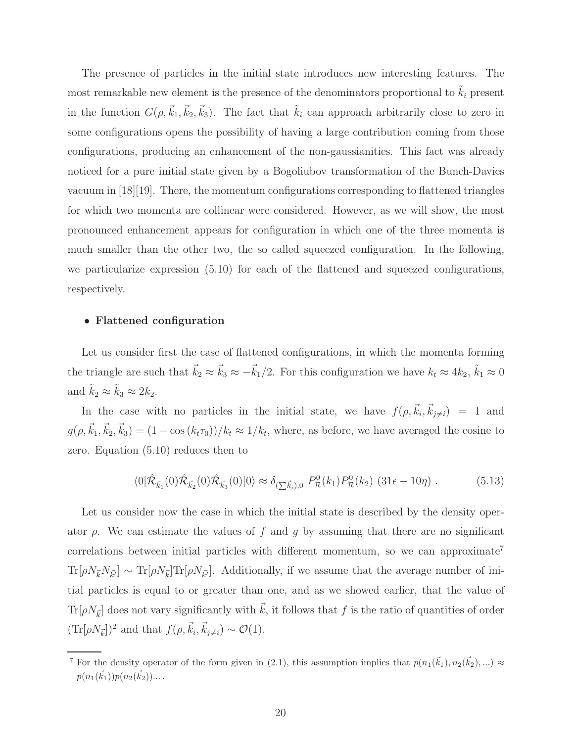The presence of particles in the initial state introduces new interesting features. The most remarkable new element is the presence of the denominators proportional to $\tilde{k}_i$ present in the function $G(\rho, \vec{k}_1, \vec{k}_2, \vec{k}_3)$. The fact that $\tilde{k}_i$ can approach arbitrarily close to zero in some configurations opens the possibility of having a large contribution coming from those configurations, producing an enhancement of the non-gaussianities. This fact was already noticed for a pure initial state given by a Bogoliubov transformation of the Bunch-Davies vacuum in [18][19]. There, the momentum configurations corresponding to flattened triangles for which two momenta are collinear were considered. However, as we will show, the most pronounced enhancement appears for configuration in which one of the three momenta is much smaller than the other two, the so called squeezed configuration. In the following, we particularize expression (5.10) for each of the flattened and squeezed configurations, respectively.

- **Flattened configuration**

Let us consider first the case of flattened configurations, in which the momenta forming the triangle are such that $\vec{k}_2 \approx \vec{k}_3 \approx -\vec{k}_1/2$. For this configuration we have $k_t \approx 4k_2$, $\tilde{k}_1 \approx 0$ and $\tilde{k}_2 \approx \tilde{k}_3 \approx 2k_2$.

In the case with no particles in the initial state, we have $f(\rho, \vec{k}_i, \vec{k}_{j\neq i}) = 1$ and $g(\rho, \vec{k}_1, \vec{k}_2, \vec{k}_3) = (1 - \cos{(k_t\tau_0)})/k_t \approx 1/k_t$, where, as before, we have averaged the cosine to zero. Equation (5.10) reduces then to

$$\langle 0|\hat{\mathcal{R}}_{\vec{k}_1}(0)\hat{\mathcal{R}}_{\vec{k}_2}(0)\hat{\mathcal{R}}_{\vec{k}_3}(0)|0\rangle \approx \delta_{(\sum \vec{k}_i),0}\ P^0_{\mathcal{R}}(k_1)P^0_{\mathcal{R}}(k_2)\ (31\epsilon - 10\eta)\ . \tag{5.13}$$

Let us consider now the case in which the initial state is described by the density operator $\rho$. We can estimate the values of $f$ and $g$ by assuming that there are no significant correlations between initial particles with different momentum, so we can approximate[7] $\mathrm{Tr}[\rho N_{\vec{k}} N_{\vec{k}'}] \sim \mathrm{Tr}[\rho N_{\vec{k}}]\mathrm{Tr}[\rho N_{\vec{k}'}]$. Additionally, if we assume that the average number of initial particles is equal to or greater than one, and as we showed earlier, that the value of $\mathrm{Tr}[\rho N_{\vec{k}}]$ does not vary significantly with $\vec{k}$, it follows that $f$ is the ratio of quantities of order $(\mathrm{Tr}[\rho N_{\vec{k}}])^2$ and that $f(\rho, \vec{k}_i, \vec{k}_{j\neq i}) \sim \mathcal{O}(1)$.

[7] For the density operator of the form given in (2.1), this assumption implies that $p(n_1(\vec{k}_1), n_2(\vec{k}_2), ...) \approx p(n_1(\vec{k}_1))p(n_2(\vec{k}_2))....$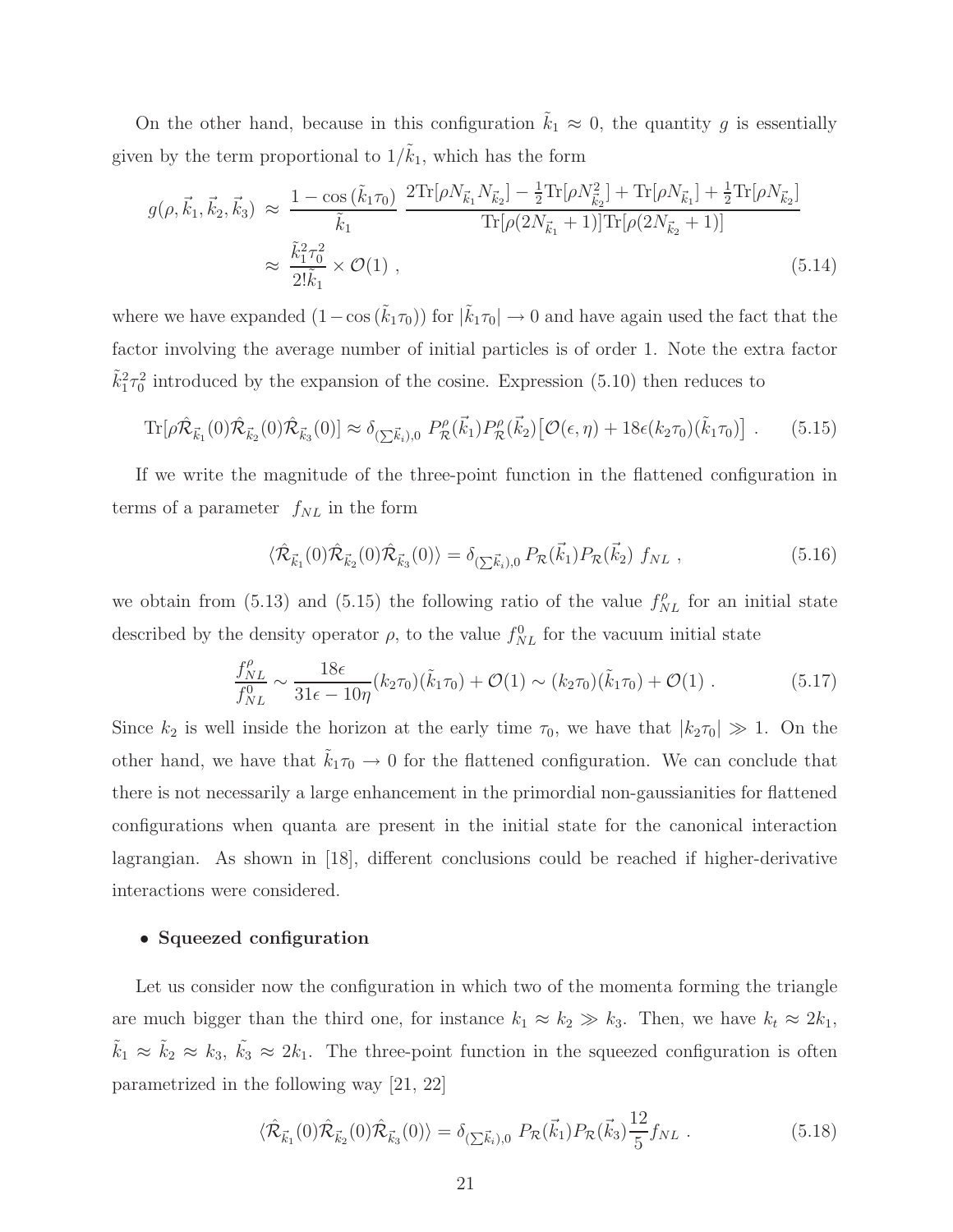On the other hand, because in this configuration $\tilde{k}_1 \approx 0$, the quantity $g$ is essentially given by the term proportional to $1/\tilde{k}_1$, which has the form

$$
\begin{aligned}
g(\rho, \vec{k}_1, \vec{k}_2, \vec{k}_3) &\approx \frac{1 - \cos(\tilde{k}_1 \tau_0)}{\tilde{k}_1} \, \frac{2\mathrm{Tr}[\rho N_{\vec{k}_1} N_{\vec{k}_2}] - \frac{1}{2}\mathrm{Tr}[\rho N_{\vec{k}_2}^2] + \mathrm{Tr}[\rho N_{\vec{k}_1}] + \frac{1}{2}\mathrm{Tr}[\rho N_{\vec{k}_2}]}{\mathrm{Tr}[\rho(2N_{\vec{k}_1}+1)]\mathrm{Tr}[\rho(2N_{\vec{k}_2}+1)]} \\
&\approx \frac{\tilde{k}_1^2 \tau_0^2}{2! \tilde{k}_1} \times \mathcal{O}(1) \, ,
\end{aligned}
\tag{5.14}
$$

where we have expanded $(1 - \cos(\tilde{k}_1 \tau_0))$ for $|\tilde{k}_1 \tau_0| \to 0$ and have again used the fact that the factor involving the average number of initial particles is of order 1. Note the extra factor $\tilde{k}_1^2 \tau_0^2$ introduced by the expansion of the cosine. Expression (5.10) then reduces to

$$
\mathrm{Tr}[\rho \hat{\mathcal{R}}_{\vec{k}_1}(0) \hat{\mathcal{R}}_{\vec{k}_2}(0) \hat{\mathcal{R}}_{\vec{k}_3}(0)] \approx \delta_{(\sum \vec{k}_i),0} \, P^\rho_{\mathcal{R}}(\vec{k}_1) P^\rho_{\mathcal{R}}(\vec{k}_2) \big[\mathcal{O}(\epsilon, \eta) + 18\epsilon (k_2 \tau_0)(\tilde{k}_1 \tau_0)\big] \, . \tag{5.15}
$$

If we write the magnitude of the three-point function in the flattened configuration in terms of a parameter $f_{NL}$ in the form

$$
\langle \hat{\mathcal{R}}_{\vec{k}_1}(0) \hat{\mathcal{R}}_{\vec{k}_2}(0) \hat{\mathcal{R}}_{\vec{k}_3}(0) \rangle = \delta_{(\sum \vec{k}_i),0} \, P_{\mathcal{R}}(\vec{k}_1) P_{\mathcal{R}}(\vec{k}_2) \; f_{NL} \, , \tag{5.16}
$$

we obtain from (5.13) and (5.15) the following ratio of the value $f^\rho_{NL}$ for an initial state described by the density operator $\rho$, to the value $f^0_{NL}$ for the vacuum initial state

$$
\frac{f^\rho_{NL}}{f^0_{NL}} \sim \frac{18\epsilon}{31\epsilon - 10\eta} (k_2 \tau_0)(\tilde{k}_1 \tau_0) + \mathcal{O}(1) \sim (k_2 \tau_0)(\tilde{k}_1 \tau_0) + \mathcal{O}(1) \, . \tag{5.17}
$$

Since $k_2$ is well inside the horizon at the early time $\tau_0$, we have that $|k_2 \tau_0| \gg 1$. On the other hand, we have that $\tilde{k}_1 \tau_0 \to 0$ for the flattened configuration. We can conclude that there is not necessarily a large enhancement in the primordial non-gaussianities for flattened configurations when quanta are present in the initial state for the canonical interaction lagrangian. As shown in [18], different conclusions could be reached if higher-derivative interactions were considered.

- **Squeezed configuration**

Let us consider now the configuration in which two of the momenta forming the triangle are much bigger than the third one, for instance $k_1 \approx k_2 \gg k_3$. Then, we have $k_t \approx 2k_1$, $\tilde{k}_1 \approx \tilde{k}_2 \approx k_3$, $\tilde{k}_3 \approx 2k_1$. The three-point function in the squeezed configuration is often parametrized in the following way [21, 22]

$$
\langle \hat{\mathcal{R}}_{\vec{k}_1}(0) \hat{\mathcal{R}}_{\vec{k}_2}(0) \hat{\mathcal{R}}_{\vec{k}_3}(0) \rangle = \delta_{(\sum \vec{k}_i),0} \, P_{\mathcal{R}}(\vec{k}_1) P_{\mathcal{R}}(\vec{k}_3) \frac{12}{5} f_{NL} \, . \tag{5.18}
$$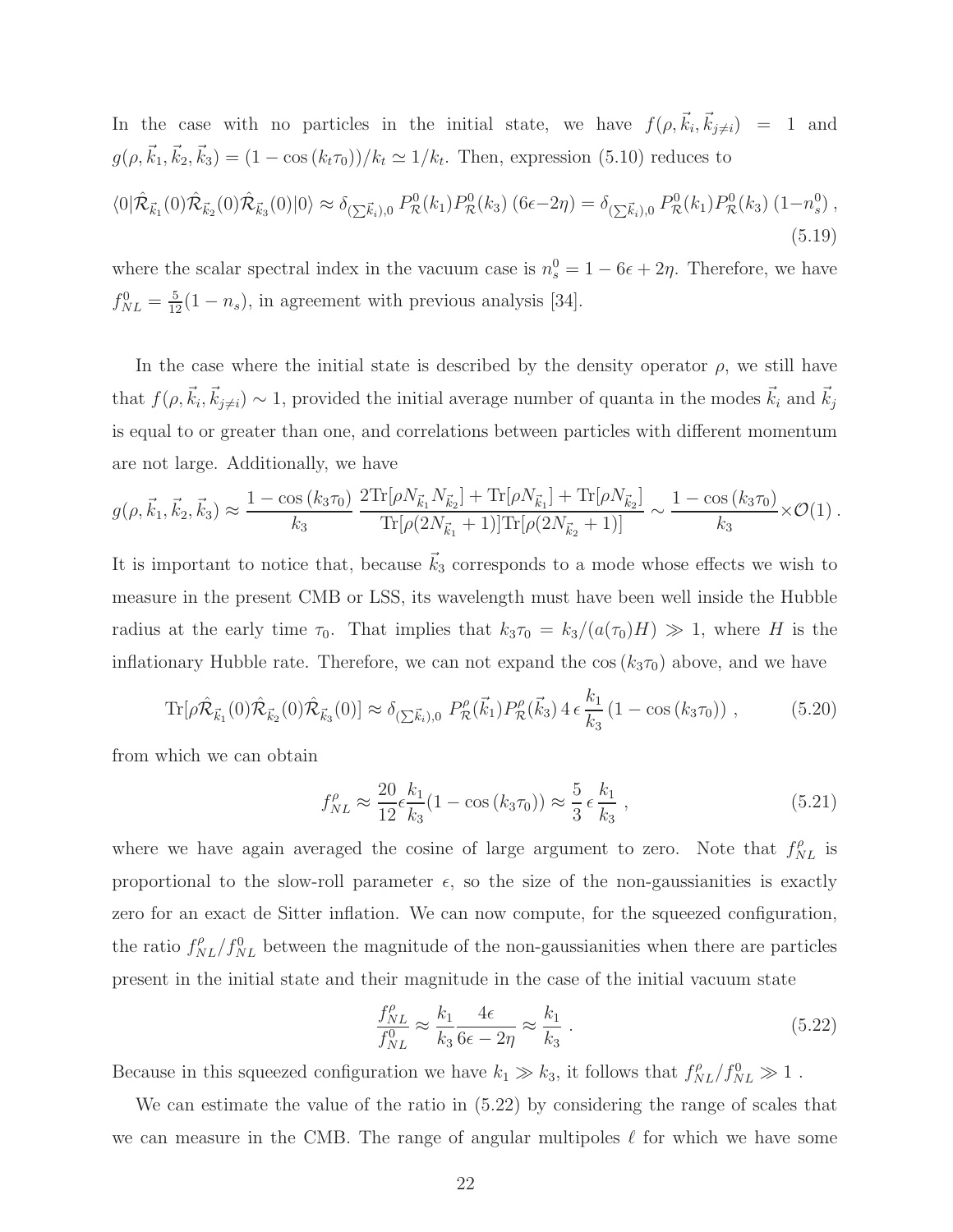In the case with no particles in the initial state, we have $f(\rho, \vec{k}_i, \vec{k}_{j\neq i}) = 1$ and $g(\rho, \vec{k}_1, \vec{k}_2, \vec{k}_3) = (1 - \cos(k_t \tau_0))/k_t \simeq 1/k_t$. Then, expression (5.10) reduces to

$$\langle 0|\hat{\mathcal{R}}_{\vec{k}_1}(0)\hat{\mathcal{R}}_{\vec{k}_2}(0)\hat{\mathcal{R}}_{\vec{k}_3}(0)|0\rangle \approx \delta_{(\sum \vec{k}_i),0}\, P^0_{\mathcal{R}}(k_1) P^0_{\mathcal{R}}(k_3)\,(6\epsilon - 2\eta) = \delta_{(\sum \vec{k}_i),0}\, P^0_{\mathcal{R}}(k_1) P^0_{\mathcal{R}}(k_3)\,(1 - n^0_s)\,, \tag{5.19}$$

where the scalar spectral index in the vacuum case is $n_s^0 = 1 - 6\epsilon + 2\eta$. Therefore, we have $f^0_{NL} = \frac{5}{12}(1 - n_s)$, in agreement with previous analysis [34].

In the case where the initial state is described by the density operator $\rho$, we still have that $f(\rho, \vec{k}_i, \vec{k}_{j\neq i}) \sim 1$, provided the initial average number of quanta in the modes $\vec{k}_i$ and $\vec{k}_j$ is equal to or greater than one, and correlations between particles with different momentum are not large. Additionally, we have

$$g(\rho, \vec{k}_1, \vec{k}_2, \vec{k}_3) \approx \frac{1 - \cos(k_3 \tau_0)}{k_3}\, \frac{2\mathrm{Tr}[\rho N_{\vec{k}_1} N_{\vec{k}_2}] + \mathrm{Tr}[\rho N_{\vec{k}_1}] + \mathrm{Tr}[\rho N_{\vec{k}_2}]}{\mathrm{Tr}[\rho(2N_{\vec{k}_1}+1)]\mathrm{Tr}[\rho(2N_{\vec{k}_2}+1)]} \sim \frac{1 - \cos(k_3 \tau_0)}{k_3} \times \mathcal{O}(1)\,.$$

It is important to notice that, because $\vec{k}_3$ corresponds to a mode whose effects we wish to measure in the present CMB or LSS, its wavelength must have been well inside the Hubble radius at the early time $\tau_0$. That implies that $k_3\tau_0 = k_3/(a(\tau_0)H) \gg 1$, where $H$ is the inflationary Hubble rate. Therefore, we can not expand the $\cos(k_3\tau_0)$ above, and we have

$$\mathrm{Tr}[\rho \hat{\mathcal{R}}_{\vec{k}_1}(0)\hat{\mathcal{R}}_{\vec{k}_2}(0)\hat{\mathcal{R}}_{\vec{k}_3}(0)] \approx \delta_{(\sum \vec{k}_i),0}\; P^\rho_{\mathcal{R}}(\vec{k}_1) P^\rho_{\mathcal{R}}(\vec{k}_3)\, 4\,\epsilon\, \frac{k_1}{k_3}\,(1 - \cos(k_3\tau_0))\,, \tag{5.20}$$

from which we can obtain

$$f^\rho_{NL} \approx \frac{20}{12}\epsilon \frac{k_1}{k_3}(1 - \cos(k_3\tau_0)) \approx \frac{5}{3}\,\epsilon\,\frac{k_1}{k_3}\,, \tag{5.21}$$

where we have again averaged the cosine of large argument to zero. Note that $f^\rho_{NL}$ is proportional to the slow-roll parameter $\epsilon$, so the size of the non-gaussianities is exactly zero for an exact de Sitter inflation. We can now compute, for the squeezed configuration, the ratio $f^\rho_{NL}/f^0_{NL}$ between the magnitude of the non-gaussianities when there are particles present in the initial state and their magnitude in the case of the initial vacuum state

$$\frac{f^\rho_{NL}}{f^0_{NL}} \approx \frac{k_1}{k_3}\frac{4\epsilon}{6\epsilon - 2\eta} \approx \frac{k_1}{k_3}\,. \tag{5.22}$$

Because in this squeezed configuration we have $k_1 \gg k_3$, it follows that $f^\rho_{NL}/f^0_{NL} \gg 1$ .

We can estimate the value of the ratio in (5.22) by considering the range of scales that we can measure in the CMB. The range of angular multipoles $\ell$ for which we have some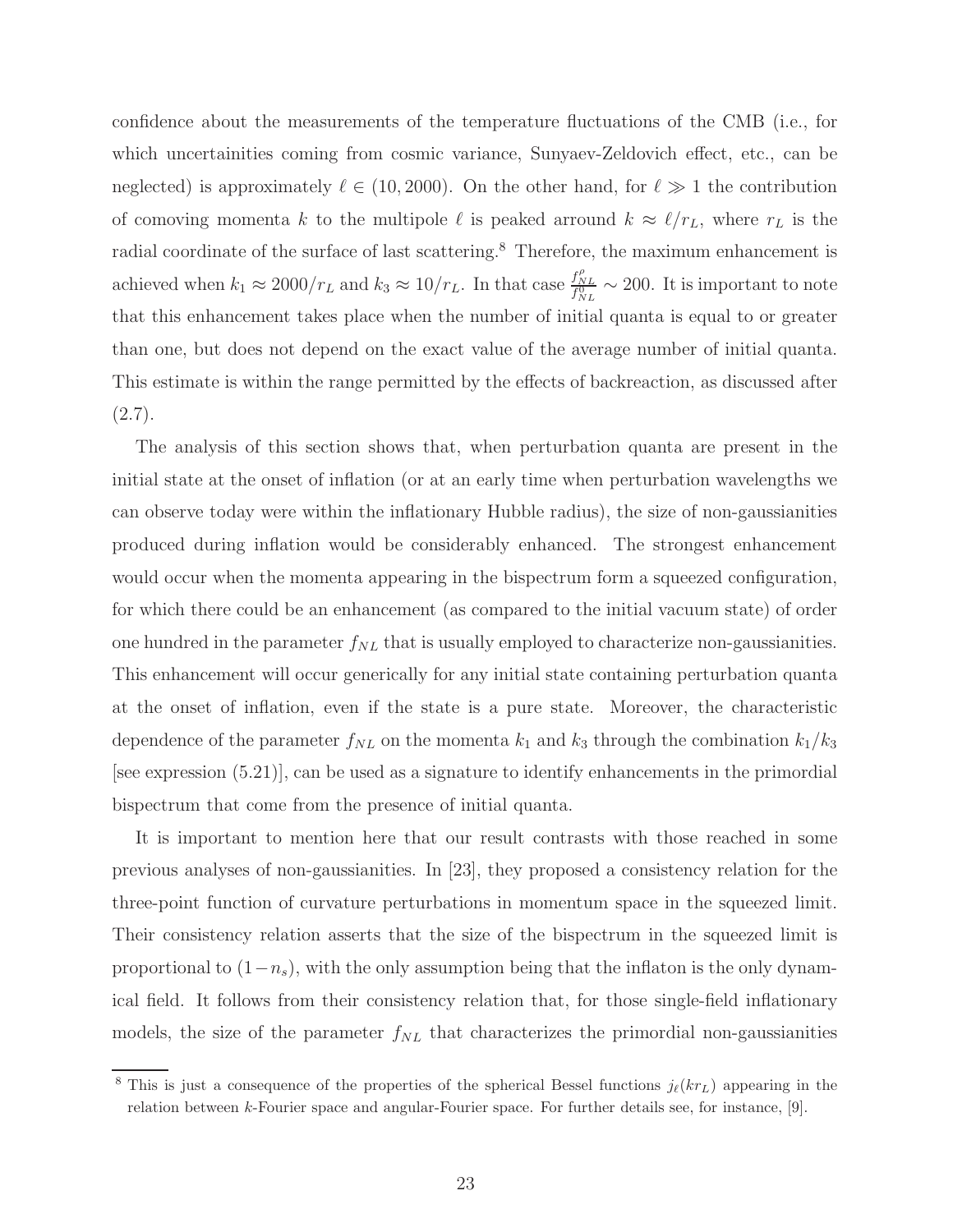confidence about the measurements of the temperature fluctuations of the CMB (i.e., for which uncertainities coming from cosmic variance, Sunyaev-Zeldovich effect, etc., can be neglected) is approximately $\ell \in (10, 2000)$. On the other hand, for $\ell \gg 1$ the contribution of comoving momenta $k$ to the multipole $\ell$ is peaked arround $k \approx \ell/r_L$, where $r_L$ is the radial coordinate of the surface of last scattering.[8] Therefore, the maximum enhancement is achieved when $k_1 \approx 2000/r_L$ and $k_3 \approx 10/r_L$. In that case $\frac{f^{\rho}_{NL}}{f^{0}_{NL}} \sim 200$. It is important to note that this enhancement takes place when the number of initial quanta is equal to or greater than one, but does not depend on the exact value of the average number of initial quanta. This estimate is within the range permitted by the effects of backreaction, as discussed after (2.7).

The analysis of this section shows that, when perturbation quanta are present in the initial state at the onset of inflation (or at an early time when perturbation wavelengths we can observe today were within the inflationary Hubble radius), the size of non-gaussianities produced during inflation would be considerably enhanced. The strongest enhancement would occur when the momenta appearing in the bispectrum form a squeezed configuration, for which there could be an enhancement (as compared to the initial vacuum state) of order one hundred in the parameter $f_{NL}$ that is usually employed to characterize non-gaussianities. This enhancement will occur generically for any initial state containing perturbation quanta at the onset of inflation, even if the state is a pure state. Moreover, the characteristic dependence of the parameter $f_{NL}$ on the momenta $k_1$ and $k_3$ through the combination $k_1/k_3$ [see expression (5.21)], can be used as a signature to identify enhancements in the primordial bispectrum that come from the presence of initial quanta.

It is important to mention here that our result contrasts with those reached in some previous analyses of non-gaussianities. In [23], they proposed a consistency relation for the three-point function of curvature perturbations in momentum space in the squeezed limit. Their consistency relation asserts that the size of the bispectrum in the squeezed limit is proportional to $(1-n_s)$, with the only assumption being that the inflaton is the only dynamical field. It follows from their consistency relation that, for those single-field inflationary models, the size of the parameter $f_{NL}$ that characterizes the primordial non-gaussianities

[8] This is just a consequence of the properties of the spherical Bessel functions $j_\ell(kr_L)$ appearing in the relation between $k$-Fourier space and angular-Fourier space. For further details see, for instance, [9].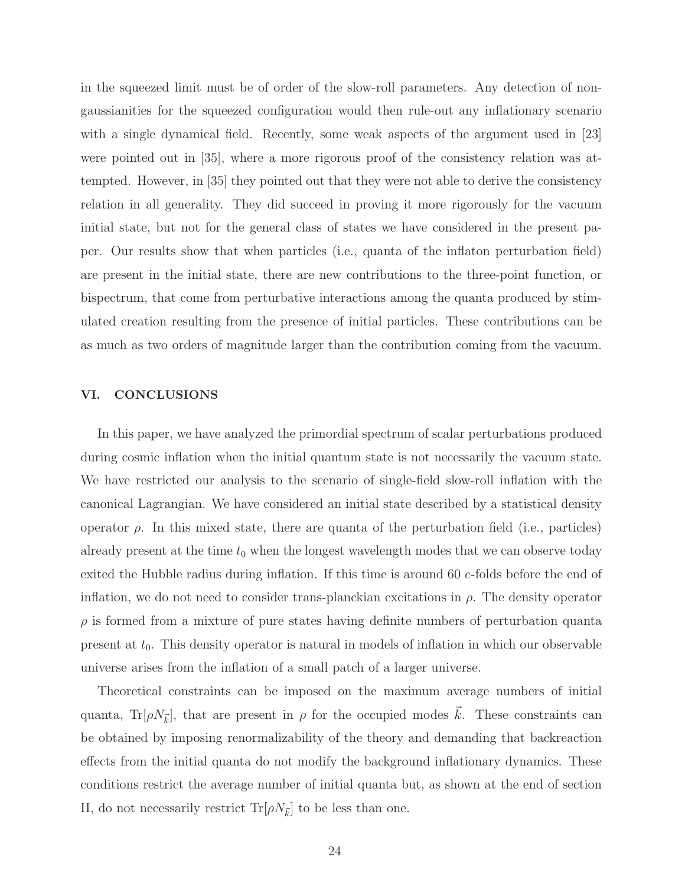in the squeezed limit must be of order of the slow-roll parameters. Any detection of non-gaussianities for the squeezed configuration would then rule-out any inflationary scenario with a single dynamical field. Recently, some weak aspects of the argument used in [23] were pointed out in [35], where a more rigorous proof of the consistency relation was attempted. However, in [35] they pointed out that they were not able to derive the consistency relation in all generality. They did succeed in proving it more rigorously for the vacuum initial state, but not for the general class of states we have considered in the present paper. Our results show that when particles (i.e., quanta of the inflaton perturbation field) are present in the initial state, there are new contributions to the three-point function, or bispectrum, that come from perturbative interactions among the quanta produced by stimulated creation resulting from the presence of initial particles. These contributions can be as much as two orders of magnitude larger than the contribution coming from the vacuum.

## VI. CONCLUSIONS

In this paper, we have analyzed the primordial spectrum of scalar perturbations produced during cosmic inflation when the initial quantum state is not necessarily the vacuum state. We have restricted our analysis to the scenario of single-field slow-roll inflation with the canonical Lagrangian. We have considered an initial state described by a statistical density operator $\rho$. In this mixed state, there are quanta of the perturbation field (i.e., particles) already present at the time $t_0$ when the longest wavelength modes that we can observe today exited the Hubble radius during inflation. If this time is around 60 $e$-folds before the end of inflation, we do not need to consider trans-planckian excitations in $\rho$. The density operator $\rho$ is formed from a mixture of pure states having definite numbers of perturbation quanta present at $t_0$. This density operator is natural in models of inflation in which our observable universe arises from the inflation of a small patch of a larger universe.

Theoretical constraints can be imposed on the maximum average numbers of initial quanta, $\mathrm{Tr}[\rho N_{\vec{k}}]$, that are present in $\rho$ for the occupied modes $\vec{k}$. These constraints can be obtained by imposing renormalizability of the theory and demanding that backreaction effects from the initial quanta do not modify the background inflationary dynamics. These conditions restrict the average number of initial quanta but, as shown at the end of section II, do not necessarily restrict $\mathrm{Tr}[\rho N_{\vec{k}}]$ to be less than one.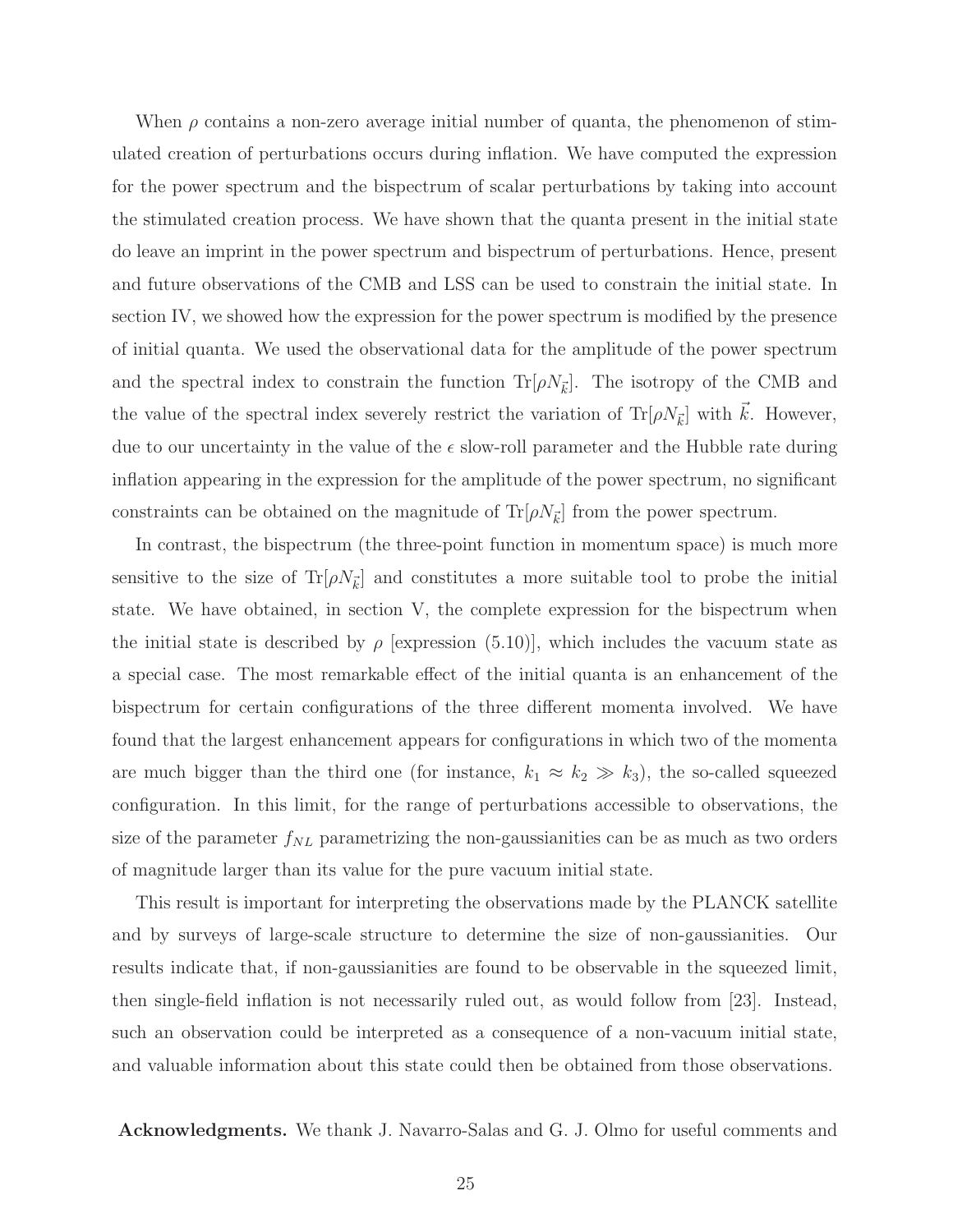When $\rho$ contains a non-zero average initial number of quanta, the phenomenon of stimulated creation of perturbations occurs during inflation. We have computed the expression for the power spectrum and the bispectrum of scalar perturbations by taking into account the stimulated creation process. We have shown that the quanta present in the initial state do leave an imprint in the power spectrum and bispectrum of perturbations. Hence, present and future observations of the CMB and LSS can be used to constrain the initial state. In section IV, we showed how the expression for the power spectrum is modified by the presence of initial quanta. We used the observational data for the amplitude of the power spectrum and the spectral index to constrain the function $\mathrm{Tr}[\rho N_{\vec{k}}]$. The isotropy of the CMB and the value of the spectral index severely restrict the variation of $\mathrm{Tr}[\rho N_{\vec{k}}]$ with $\vec{k}$. However, due to our uncertainty in the value of the $\epsilon$ slow-roll parameter and the Hubble rate during inflation appearing in the expression for the amplitude of the power spectrum, no significant constraints can be obtained on the magnitude of $\mathrm{Tr}[\rho N_{\vec{k}}]$ from the power spectrum.

In contrast, the bispectrum (the three-point function in momentum space) is much more sensitive to the size of $\mathrm{Tr}[\rho N_{\vec{k}}]$ and constitutes a more suitable tool to probe the initial state. We have obtained, in section V, the complete expression for the bispectrum when the initial state is described by $\rho$ [expression (5.10)], which includes the vacuum state as a special case. The most remarkable effect of the initial quanta is an enhancement of the bispectrum for certain configurations of the three different momenta involved. We have found that the largest enhancement appears for configurations in which two of the momenta are much bigger than the third one (for instance, $k_1 \approx k_2 \gg k_3$), the so-called squeezed configuration. In this limit, for the range of perturbations accessible to observations, the size of the parameter $f_{NL}$ parametrizing the non-gaussianities can be as much as two orders of magnitude larger than its value for the pure vacuum initial state.

This result is important for interpreting the observations made by the PLANCK satellite and by surveys of large-scale structure to determine the size of non-gaussianities. Our results indicate that, if non-gaussianities are found to be observable in the squeezed limit, then single-field inflation is not necessarily ruled out, as would follow from [23]. Instead, such an observation could be interpreted as a consequence of a non-vacuum initial state, and valuable information about this state could then be obtained from those observations.

**Acknowledgments.** We thank J. Navarro-Salas and G. J. Olmo for useful comments and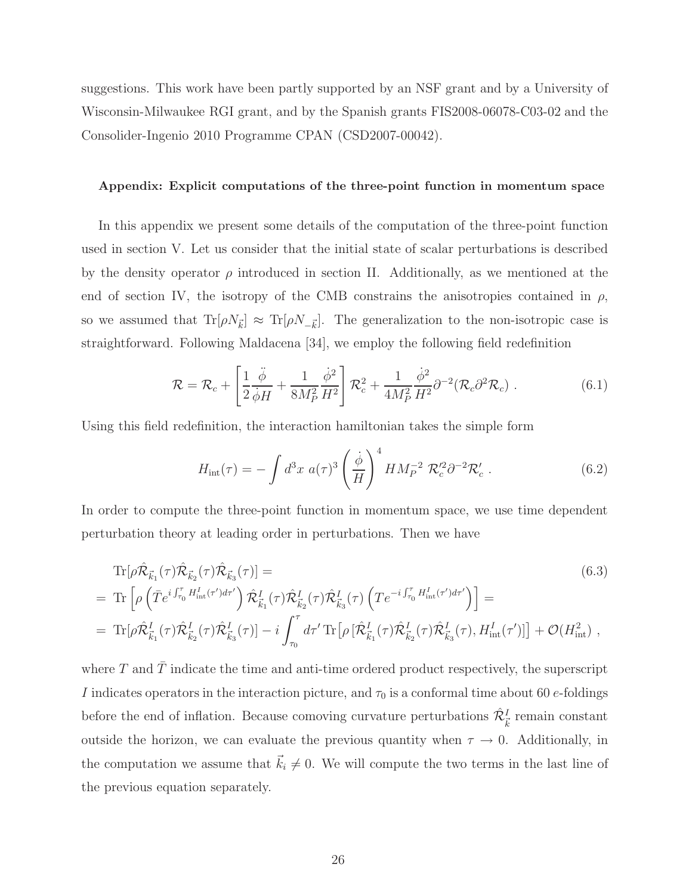suggestions. This work have been partly supported by an NSF grant and by a University of Wisconsin-Milwaukee RGI grant, and by the Spanish grants FIS2008-06078-C03-02 and the Consolider-Ingenio 2010 Programme CPAN (CSD2007-00042).

**Appendix: Explicit computations of the three-point function in momentum space**

In this appendix we present some details of the computation of the three-point function used in section V. Let us consider that the initial state of scalar perturbations is described by the density operator $\rho$ introduced in section II. Additionally, as we mentioned at the end of section IV, the isotropy of the CMB constrains the anisotropies contained in $\rho$, so we assumed that $\mathrm{Tr}[\rho N_{\vec{k}}] \approx \mathrm{Tr}[\rho N_{-\vec{k}}]$. The generalization to the non-isotropic case is straightforward. Following Maldacena [34], we employ the following field redefinition

$$\mathcal{R} = \mathcal{R}_c + \left[\frac{1}{2}\frac{\ddot{\phi}}{\dot{\phi}H} + \frac{1}{8M_P^2}\frac{\dot{\phi}^2}{H^2}\right]\mathcal{R}_c^2 + \frac{1}{4M_P^2}\frac{\dot{\phi}^2}{H^2}\partial^{-2}(\mathcal{R}_c\partial^2\mathcal{R}_c) \ . \tag{6.1}$$

Using this field redefinition, the interaction hamiltonian takes the simple form

$$H_{\rm int}(\tau) = -\int d^3x \ a(\tau)^3 \left(\frac{\dot{\phi}}{H}\right)^4 HM_P^{-2} \ \mathcal{R}_c'^2\partial^{-2}\mathcal{R}_c' \ . \tag{6.2}$$

In order to compute the three-point function in momentum space, we use time dependent perturbation theory at leading order in perturbations. Then we have

$$\begin{aligned}
&\mathrm{Tr}[\rho\hat{\mathcal{R}}_{\vec{k}_1}(\tau)\hat{\mathcal{R}}_{\vec{k}_2}(\tau)\hat{\mathcal{R}}_{\vec{k}_3}(\tau)] = \\
&= \mathrm{Tr}\left[\rho\left(\bar{T}e^{i\int_{\tau_0}^{\tau}H_{\rm int}^I(\tau')d\tau'}\right)\hat{\mathcal{R}}^I_{\vec{k}_1}(\tau)\hat{\mathcal{R}}^I_{\vec{k}_2}(\tau)\hat{\mathcal{R}}^I_{\vec{k}_3}(\tau)\left(Te^{-i\int_{\tau_0}^{\tau}H_{\rm int}^I(\tau')d\tau'}\right)\right] = \\
&= \mathrm{Tr}[\rho\hat{\mathcal{R}}^I_{\vec{k}_1}(\tau)\hat{\mathcal{R}}^I_{\vec{k}_2}(\tau)\hat{\mathcal{R}}^I_{\vec{k}_3}(\tau)] - i\int_{\tau_0}^{\tau}d\tau'\,\mathrm{Tr}\big[\rho\,[\hat{\mathcal{R}}^I_{\vec{k}_1}(\tau)\hat{\mathcal{R}}^I_{\vec{k}_2}(\tau)\hat{\mathcal{R}}^I_{\vec{k}_3}(\tau),H^I_{\rm int}(\tau')]\big] + \mathcal{O}(H^2_{\rm int}) \ ,
\end{aligned} \tag{6.3}$$

where $T$ and $\bar{T}$ indicate the time and anti-time ordered product respectively, the superscript $I$ indicates operators in the interaction picture, and $\tau_0$ is a conformal time about 60 $e$-foldings before the end of inflation. Because comoving curvature perturbations $\hat{\mathcal{R}}^I_{\vec{k}}$ remain constant outside the horizon, we can evaluate the previous quantity when $\tau \to 0$. Additionally, in the computation we assume that $\vec{k}_i \neq 0$. We will compute the two terms in the last line of the previous equation separately.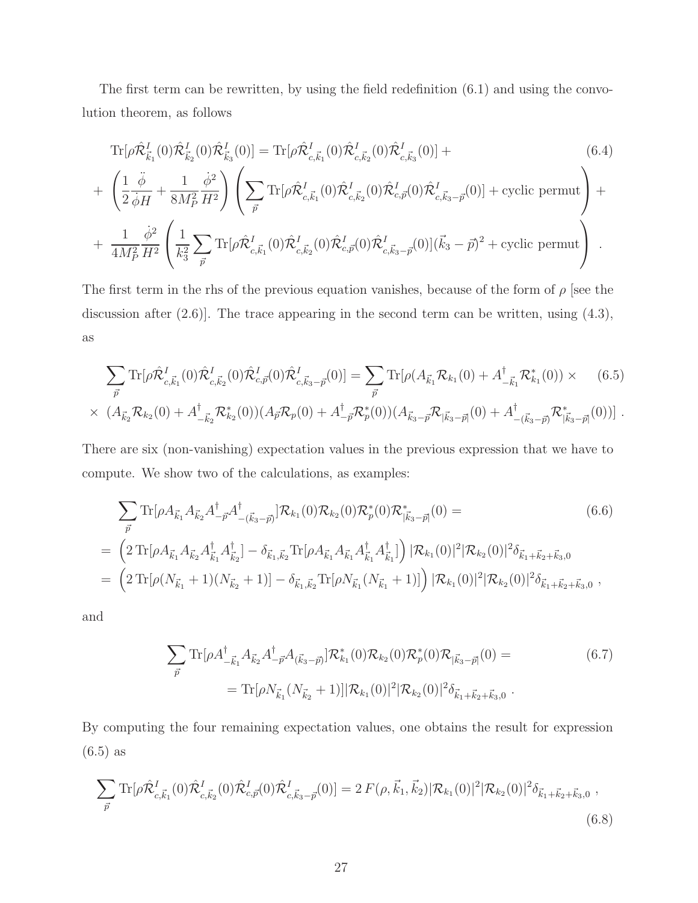The first term can be rewritten, by using the field redefinition (6.1) and using the convolution theorem, as follows

$$
\begin{aligned}
\mathrm{Tr}[\rho\hat{\mathcal{R}}^I_{\vec{k}_1}(0)\hat{\mathcal{R}}^I_{\vec{k}_2}(0)\hat{\mathcal{R}}^I_{\vec{k}_3}(0)] &= \mathrm{Tr}[\rho\hat{\mathcal{R}}^I_{c,\vec{k}_1}(0)\hat{\mathcal{R}}^I_{c,\vec{k}_2}(0)\hat{\mathcal{R}}^I_{c,\vec{k}_3}(0)] + \\
&+ \left(\frac{1}{2}\frac{\ddot{\phi}}{\dot{\phi}H} + \frac{1}{8M_P^2}\frac{\dot{\phi}^2}{H^2}\right)\left(\sum_{\vec{p}}\mathrm{Tr}[\rho\hat{\mathcal{R}}^I_{c,\vec{k}_1}(0)\hat{\mathcal{R}}^I_{c,\vec{k}_2}(0)\hat{\mathcal{R}}^I_{c,\vec{p}}(0)\hat{\mathcal{R}}^I_{c,\vec{k}_3-\vec{p}}(0)] + \text{cyclic permut}\right) + \\
&+ \frac{1}{4M_P^2}\frac{\dot{\phi}^2}{H^2}\left(\frac{1}{k_3^2}\sum_{\vec{p}}\mathrm{Tr}[\rho\hat{\mathcal{R}}^I_{c,\vec{k}_1}(0)\hat{\mathcal{R}}^I_{c,\vec{k}_2}(0)\hat{\mathcal{R}}^I_{c,\vec{p}}(0)\hat{\mathcal{R}}^I_{c,\vec{k}_3-\vec{p}}(0)](\vec{k}_3-\vec{p})^2 + \text{cyclic permut}\right) .
\end{aligned} \tag{6.4}
$$

The first term in the rhs of the previous equation vanishes, because of the form of $\rho$ [see the discussion after (2.6)]. The trace appearing in the second term can be written, using (4.3), as

$$
\begin{aligned}
\sum_{\vec{p}}\mathrm{Tr}[\rho\hat{\mathcal{R}}^I_{c,\vec{k}_1}(0)\hat{\mathcal{R}}^I_{c,\vec{k}_2}(0)\hat{\mathcal{R}}^I_{c,\vec{p}}(0)\hat{\mathcal{R}}^I_{c,\vec{k}_3-\vec{p}}(0)] &= \sum_{\vec{p}}\mathrm{Tr}[\rho(A_{\vec{k}_1}\mathcal{R}_{k_1}(0) + A^\dagger_{-\vec{k}_1}\mathcal{R}^*_{k_1}(0)) \times \\
\times\ (A_{\vec{k}_2}\mathcal{R}_{k_2}(0) + A^\dagger_{-\vec{k}_2}\mathcal{R}^*_{k_2}(0))(A_{\vec{p}}\mathcal{R}_p(0) &+ A^\dagger_{-\vec{p}}\mathcal{R}^*_p(0))(A_{\vec{k}_3-\vec{p}}\mathcal{R}_{|\vec{k}_3-\vec{p}|}(0) + A^\dagger_{-(\vec{k}_3-\vec{p})}\mathcal{R}^*_{|\vec{k}_3-\vec{p}|}(0))] .
\end{aligned} \tag{6.5}
$$

There are six (non-vanishing) expectation values in the previous expression that we have to compute. We show two of the calculations, as examples:

$$
\begin{aligned}
&\sum_{\vec{p}}\mathrm{Tr}[\rho A_{\vec{k}_1}A_{\vec{k}_2}A^\dagger_{-\vec{p}}A^\dagger_{-(\vec{k}_3-\vec{p})}]\mathcal{R}_{k_1}(0)\mathcal{R}_{k_2}(0)\mathcal{R}^*_p(0)\mathcal{R}^*_{|\vec{k}_3-\vec{p}|}(0) = \\
&= \left(2\,\mathrm{Tr}[\rho A_{\vec{k}_1}A_{\vec{k}_2}A^\dagger_{\vec{k}_1}A^\dagger_{\vec{k}_2}] - \delta_{\vec{k}_1,\vec{k}_2}\mathrm{Tr}[\rho A_{\vec{k}_1}A_{\vec{k}_1}A^\dagger_{\vec{k}_1}A^\dagger_{\vec{k}_1}]\right)|\mathcal{R}_{k_1}(0)|^2|\mathcal{R}_{k_2}(0)|^2\delta_{\vec{k}_1+\vec{k}_2+\vec{k}_3,0} \\
&= \left(2\,\mathrm{Tr}[\rho(N_{\vec{k}_1}+1)(N_{\vec{k}_2}+1)] - \delta_{\vec{k}_1,\vec{k}_2}\mathrm{Tr}[\rho N_{\vec{k}_1}(N_{\vec{k}_1}+1)]\right)|\mathcal{R}_{k_1}(0)|^2|\mathcal{R}_{k_2}(0)|^2\delta_{\vec{k}_1+\vec{k}_2+\vec{k}_3,0} ,
\end{aligned} \tag{6.6}
$$

and

$$
\begin{aligned}
&\sum_{\vec{p}}\mathrm{Tr}[\rho A^\dagger_{-\vec{k}_1}A_{\vec{k}_2}A^\dagger_{-\vec{p}}A_{(\vec{k}_3-\vec{p})}]\mathcal{R}^*_{k_1}(0)\mathcal{R}_{k_2}(0)\mathcal{R}^*_p(0)\mathcal{R}_{|\vec{k}_3-\vec{p}|}(0) = \\
&\qquad = \mathrm{Tr}[\rho N_{\vec{k}_1}(N_{\vec{k}_2}+1)]|\mathcal{R}_{k_1}(0)|^2|\mathcal{R}_{k_2}(0)|^2\delta_{\vec{k}_1+\vec{k}_2+\vec{k}_3,0} .
\end{aligned} \tag{6.7}
$$

By computing the four remaining expectation values, one obtains the result for expression (6.5) as

$$
\sum_{\vec{p}}\mathrm{Tr}[\rho\hat{\mathcal{R}}^I_{c,\vec{k}_1}(0)\hat{\mathcal{R}}^I_{c,\vec{k}_2}(0)\hat{\mathcal{R}}^I_{c,\vec{p}}(0)\hat{\mathcal{R}}^I_{c,\vec{k}_3-\vec{p}}(0)] = 2\,F(\rho,\vec{k}_1,\vec{k}_2)|\mathcal{R}_{k_1}(0)|^2|\mathcal{R}_{k_2}(0)|^2\delta_{\vec{k}_1+\vec{k}_2+\vec{k}_3,0} , \tag{6.8}
$$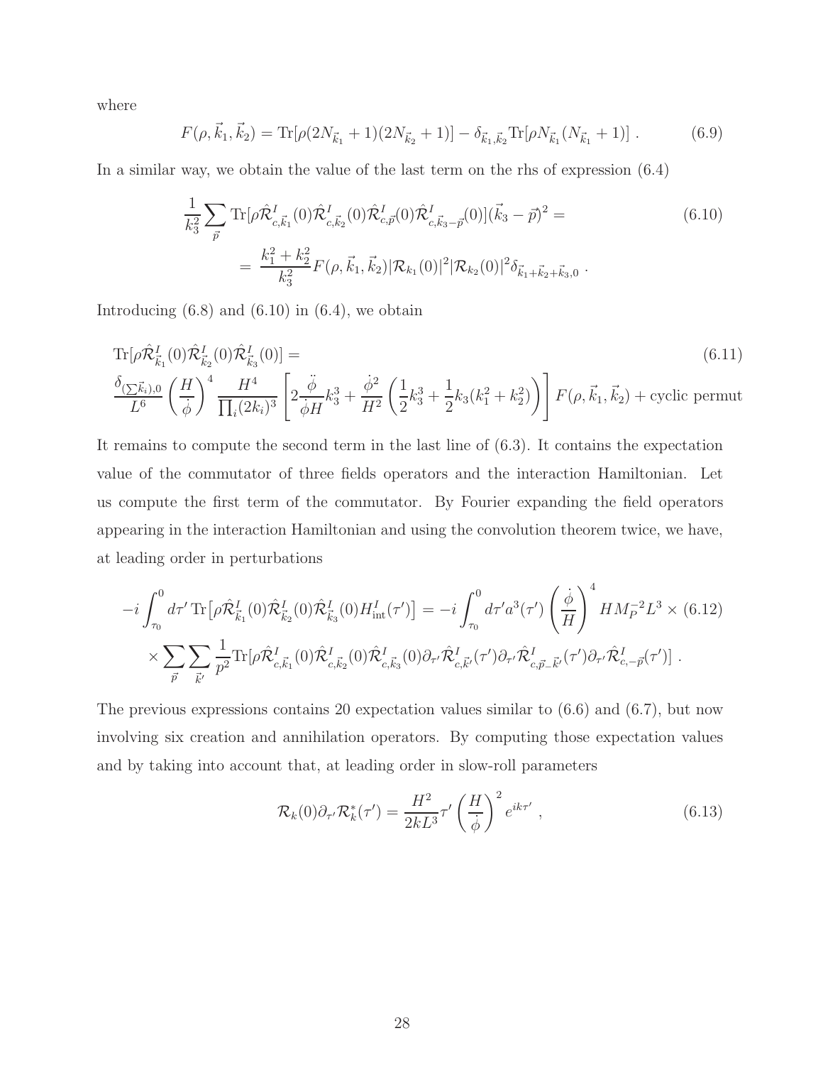where

$$F(\rho, \vec{k}_1, \vec{k}_2) = \mathrm{Tr}[\rho(2N_{\vec{k}_1}+1)(2N_{\vec{k}_2}+1)] - \delta_{\vec{k}_1,\vec{k}_2}\mathrm{Tr}[\rho N_{\vec{k}_1}(N_{\vec{k}_1}+1)] \ . \tag{6.9}$$

In a similar way, we obtain the value of the last term on the rhs of expression (6.4)

$$\begin{aligned}
&\frac{1}{k_3^2}\sum_{\vec{p}} \mathrm{Tr}[\rho \hat{\mathcal{R}}^I_{c,\vec{k}_1}(0)\hat{\mathcal{R}}^I_{c,\vec{k}_2}(0)\hat{\mathcal{R}}^I_{c,\vec{p}}(0)\hat{\mathcal{R}}^I_{c,\vec{k}_3-\vec{p}}(0)](\vec{k}_3-\vec{p})^2 = \\
&\quad = \frac{k_1^2+k_2^2}{k_3^2} F(\rho,\vec{k}_1,\vec{k}_2)|\mathcal{R}_{k_1}(0)|^2|\mathcal{R}_{k_2}(0)|^2\delta_{\vec{k}_1+\vec{k}_2+\vec{k}_3,0} \ .
\end{aligned} \tag{6.10}$$

Introducing (6.8) and (6.10) in (6.4), we obtain

$$\begin{aligned}
&\mathrm{Tr}[\rho \hat{\mathcal{R}}^I_{\vec{k}_1}(0)\hat{\mathcal{R}}^I_{\vec{k}_2}(0)\hat{\mathcal{R}}^I_{\vec{k}_3}(0)] = \\
&\frac{\delta_{(\sum \vec{k}_i),0}}{L^6}\left(\frac{H}{\dot{\phi}}\right)^4 \frac{H^4}{\prod_i (2k_i)^3}\left[2\frac{\ddot{\phi}}{\dot{\phi}H}k_3^3 + \frac{\dot{\phi}^2}{H^2}\left(\frac{1}{2}k_3^3 + \frac{1}{2}k_3(k_1^2+k_2^2)\right)\right] F(\rho,\vec{k}_1,\vec{k}_2) + \text{cyclic permut}
\end{aligned} \tag{6.11}$$

It remains to compute the second term in the last line of (6.3). It contains the expectation value of the commutator of three fields operators and the interaction Hamiltonian. Let us compute the first term of the commutator. By Fourier expanding the field operators appearing in the interaction Hamiltonian and using the convolution theorem twice, we have, at leading order in perturbations

$$\begin{aligned}
&-i\int_{\tau_0}^0 d\tau' \, \mathrm{Tr}\big[\rho \hat{\mathcal{R}}^I_{\vec{k}_1}(0)\hat{\mathcal{R}}^I_{\vec{k}_2}(0)\hat{\mathcal{R}}^I_{\vec{k}_3}(0) H^I_{\mathrm{int}}(\tau')\big] = -i\int_{\tau_0}^0 d\tau' a^3(\tau')\left(\frac{\dot{\phi}}{H}\right)^4 H M_P^{-2} L^3 \times \\
&\quad \times \sum_{\vec{p}}\sum_{\vec{k}'}\frac{1}{p^2}\mathrm{Tr}[\rho \hat{\mathcal{R}}^I_{c,\vec{k}_1}(0)\hat{\mathcal{R}}^I_{c,\vec{k}_2}(0)\hat{\mathcal{R}}^I_{c,\vec{k}_3}(0)\partial_{\tau'}\hat{\mathcal{R}}^I_{c,\vec{k}'}(\tau')\partial_{\tau'}\hat{\mathcal{R}}^I_{c,\vec{p}-\vec{k}'}(\tau')\partial_{\tau'}\hat{\mathcal{R}}^I_{c,-\vec{p}}(\tau')] \ .
\end{aligned} \tag{6.12}$$

The previous expressions contains 20 expectation values similar to (6.6) and (6.7), but now involving six creation and annihilation operators. By computing those expectation values and by taking into account that, at leading order in slow-roll parameters

$$\mathcal{R}_k(0)\partial_{\tau'}\mathcal{R}^*_k(\tau') = \frac{H^2}{2kL^3}\tau'\left(\frac{H}{\dot{\phi}}\right)^2 e^{ik\tau'} \ , \tag{6.13}$$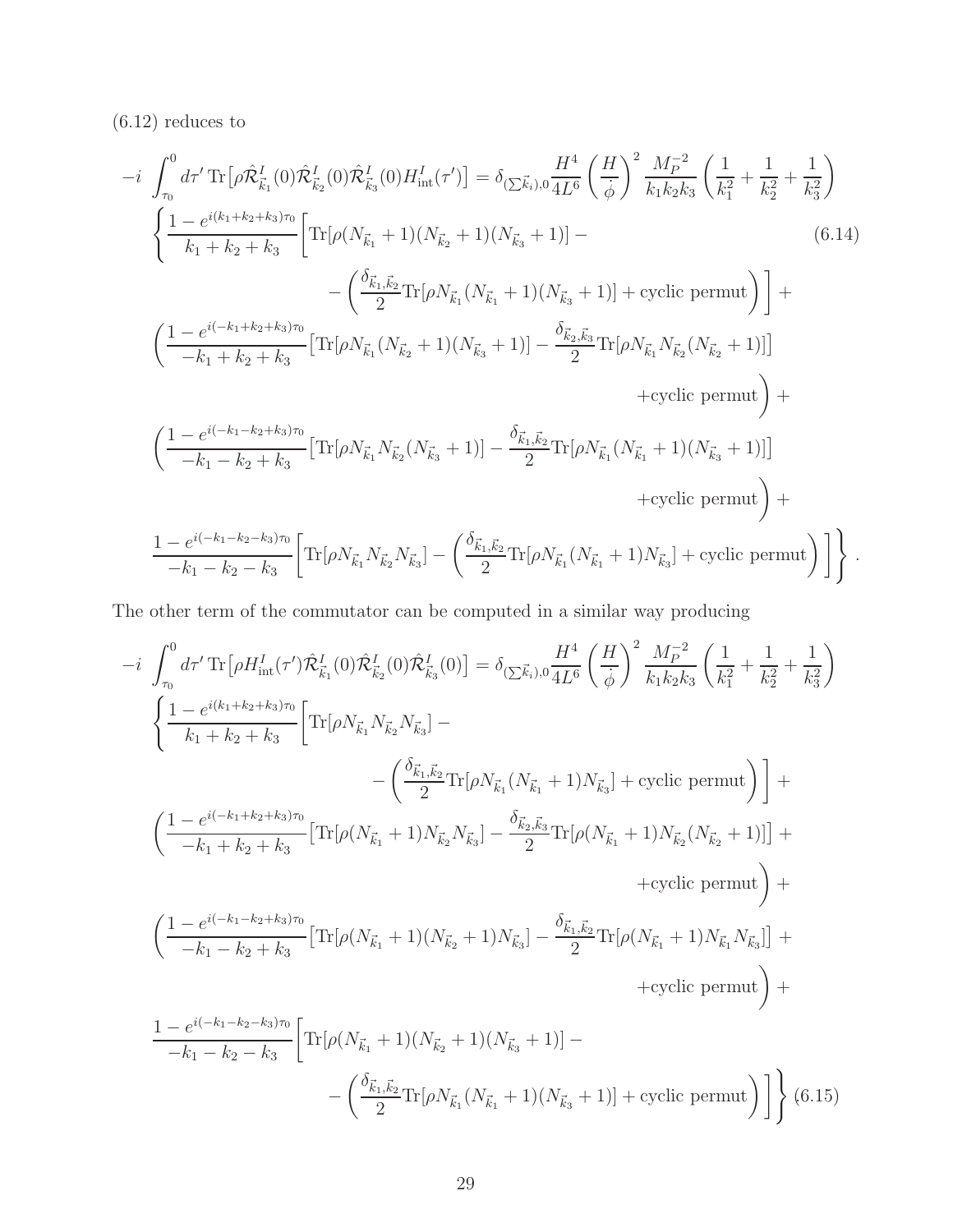(6.12) reduces to

$$
\begin{aligned}
-i \int_{\tau_0}^{0} d\tau' \, \mathrm{Tr}\big[\rho \hat{\mathcal{R}}^I_{\vec{k}_1}(0)\hat{\mathcal{R}}^I_{\vec{k}_2}(0)\hat{\mathcal{R}}^I_{\vec{k}_3}(0) H^I_{\mathrm{int}}(\tau')\big] &= \delta_{(\sum \vec{k}_i),0} \frac{H^4}{4L^6}\left(\frac{H}{\dot{\phi}}\right)^2 \frac{M_P^{-2}}{k_1k_2k_3}\left(\frac{1}{k_1^2}+\frac{1}{k_2^2}+\frac{1}{k_3^2}\right) \\
\Bigg\{ \frac{1-e^{i(k_1+k_2+k_3)\tau_0}}{k_1+k_2+k_3} \Bigg[ \mathrm{Tr}[\rho (N_{\vec{k}_1}+1)(N_{\vec{k}_2}+1)(N_{\vec{k}_3}+1)] & - \qquad\qquad (6.14) \\
- \left( \frac{\delta_{\vec{k}_1,\vec{k}_2}}{2} \mathrm{Tr}[\rho N_{\vec{k}_1}(N_{\vec{k}_1}+1)(N_{\vec{k}_3}+1)] + \text{cyclic permut} \right) \Bigg] & + \\
\left( \frac{1-e^{i(-k_1+k_2+k_3)\tau_0}}{-k_1+k_2+k_3} \big[ \mathrm{Tr}[\rho N_{\vec{k}_1}(N_{\vec{k}_2}+1)(N_{\vec{k}_3}+1)] - \frac{\delta_{\vec{k}_2,\vec{k}_3}}{2}\mathrm{Tr}[\rho N_{\vec{k}_1} N_{\vec{k}_2}(N_{\vec{k}_2}+1)] \big] \right. & \\
\left. + \text{cyclic permut} \right) & + \\
\left( \frac{1-e^{i(-k_1-k_2+k_3)\tau_0}}{-k_1-k_2+k_3} \big[ \mathrm{Tr}[\rho N_{\vec{k}_1} N_{\vec{k}_2}(N_{\vec{k}_3}+1)] - \frac{\delta_{\vec{k}_1,\vec{k}_2}}{2}\mathrm{Tr}[\rho N_{\vec{k}_1}(N_{\vec{k}_1}+1)(N_{\vec{k}_3}+1)] \big] \right. & \\
\left. + \text{cyclic permut} \right) & + \\
\frac{1-e^{i(-k_1-k_2-k_3)\tau_0}}{-k_1-k_2-k_3} \Bigg[ \mathrm{Tr}[\rho N_{\vec{k}_1} N_{\vec{k}_2} N_{\vec{k}_3}] - \left( \frac{\delta_{\vec{k}_1,\vec{k}_2}}{2} \mathrm{Tr}[\rho N_{\vec{k}_1}(N_{\vec{k}_1}+1) N_{\vec{k}_3}] + \text{cyclic permut} \right) \Bigg] \Bigg\} & .
\end{aligned}
$$

The other term of the commutator can be computed in a similar way producing

$$
\begin{aligned}
-i \int_{\tau_0}^{0} d\tau' \, \mathrm{Tr}\big[\rho H^I_{\mathrm{int}}(\tau') \hat{\mathcal{R}}^I_{\vec{k}_1}(0)\hat{\mathcal{R}}^I_{\vec{k}_2}(0)\hat{\mathcal{R}}^I_{\vec{k}_3}(0)\big] &= \delta_{(\sum \vec{k}_i),0} \frac{H^4}{4L^6}\left(\frac{H}{\dot{\phi}}\right)^2 \frac{M_P^{-2}}{k_1k_2k_3}\left(\frac{1}{k_1^2}+\frac{1}{k_2^2}+\frac{1}{k_3^2}\right) \\
\Bigg\{ \frac{1-e^{i(k_1+k_2+k_3)\tau_0}}{k_1+k_2+k_3} \Bigg[ \mathrm{Tr}[\rho N_{\vec{k}_1} N_{\vec{k}_2} N_{\vec{k}_3}] & - \\
- \left( \frac{\delta_{\vec{k}_1,\vec{k}_2}}{2} \mathrm{Tr}[\rho N_{\vec{k}_1}(N_{\vec{k}_1}+1) N_{\vec{k}_3}] + \text{cyclic permut} \right) \Bigg] & + \\
\left( \frac{1-e^{i(-k_1+k_2+k_3)\tau_0}}{-k_1+k_2+k_3} \big[ \mathrm{Tr}[\rho (N_{\vec{k}_1}+1) N_{\vec{k}_2} N_{\vec{k}_3}] - \frac{\delta_{\vec{k}_2,\vec{k}_3}}{2}\mathrm{Tr}[\rho (N_{\vec{k}_1}+1) N_{\vec{k}_2}(N_{\vec{k}_2}+1)] \big] \right. & + \\
\left. + \text{cyclic permut} \right) & + \\
\left( \frac{1-e^{i(-k_1-k_2+k_3)\tau_0}}{-k_1-k_2+k_3} \big[ \mathrm{Tr}[\rho (N_{\vec{k}_1}+1)(N_{\vec{k}_2}+1) N_{\vec{k}_3}] - \frac{\delta_{\vec{k}_1,\vec{k}_2}}{2}\mathrm{Tr}[\rho (N_{\vec{k}_1}+1) N_{\vec{k}_1} N_{\vec{k}_3}] \big] \right. & + \\
\left. + \text{cyclic permut} \right) & + \\
\frac{1-e^{i(-k_1-k_2-k_3)\tau_0}}{-k_1-k_2-k_3} \Bigg[ \mathrm{Tr}[\rho (N_{\vec{k}_1}+1)(N_{\vec{k}_2}+1)(N_{\vec{k}_3}+1)] & - \\
- \left( \frac{\delta_{\vec{k}_1,\vec{k}_2}}{2} \mathrm{Tr}[\rho N_{\vec{k}_1}(N_{\vec{k}_1}+1)(N_{\vec{k}_3}+1)] + \text{cyclic permut} \right) \Bigg] \Bigg\} & \qquad (6.15)
\end{aligned}
$$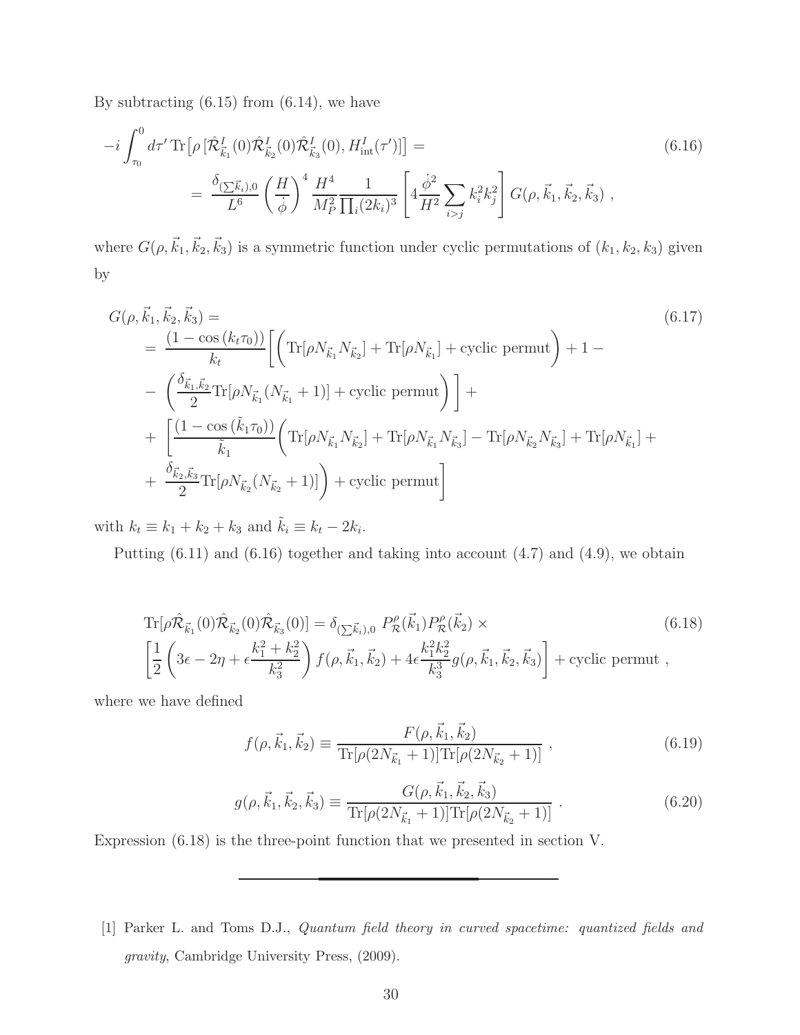By subtracting (6.15) from (6.14), we have

$$
\begin{aligned}
-i\int_{\tau_0}^{0} d\tau' \,\mathrm{Tr}\big[\rho\,[\hat{\mathcal{R}}^I_{\vec{k}_1}(0)\hat{\mathcal{R}}^I_{\vec{k}_2}(0)\hat{\mathcal{R}}^I_{\vec{k}_3}(0), H^I_{\rm int}(\tau')]\big] &= \\
= \frac{\delta_{(\sum\vec{k}_i),0}}{L^6}\left(\frac{H}{\dot{\phi}}\right)^4 \frac{H^4}{M_P^2}\frac{1}{\prod_i (2k_i)^3}&\left[4\frac{\dot{\phi}^2}{H^2}\sum_{i>j} k_i^2 k_j^2\right] G(\rho,\vec{k}_1,\vec{k}_2,\vec{k}_3)\ ,
\end{aligned}
\tag{6.16}
$$

where $G(\rho,\vec{k}_1,\vec{k}_2,\vec{k}_3)$ is a symmetric function under cyclic permutations of $(k_1,k_2,k_3)$ given by

$$
\begin{aligned}
&G(\rho,\vec{k}_1,\vec{k}_2,\vec{k}_3) = \\
&= \frac{(1-\cos(k_t\tau_0))}{k_t}\Bigg[\bigg(\mathrm{Tr}[\rho N_{\vec{k}_1}N_{\vec{k}_2}] + \mathrm{Tr}[\rho N_{\vec{k}_1}] + \text{cyclic permut}\bigg) + 1 - \\
&- \left(\frac{\delta_{\vec{k}_1,\vec{k}_2}}{2}\mathrm{Tr}[\rho N_{\vec{k}_1}(N_{\vec{k}_1}+1)] + \text{cyclic permut}\right)\Bigg] + \\
&+ \Bigg[\frac{(1-\cos(\tilde{k}_1\tau_0))}{\tilde{k}_1}\bigg(\mathrm{Tr}[\rho N_{\vec{k}_1}N_{\vec{k}_2}] + \mathrm{Tr}[\rho N_{\vec{k}_1}N_{\vec{k}_3}] - \mathrm{Tr}[\rho N_{\vec{k}_2}N_{\vec{k}_3}] + \mathrm{Tr}[\rho N_{\vec{k}_1}] + \\
&+ \frac{\delta_{\vec{k}_2,\vec{k}_3}}{2}\mathrm{Tr}[\rho N_{\vec{k}_2}(N_{\vec{k}_2}+1)]\bigg) + \text{cyclic permut}\Bigg]
\end{aligned}
\tag{6.17}
$$

with $k_t \equiv k_1+k_2+k_3$ and $\tilde{k}_i \equiv k_t - 2k_i$.

Putting (6.11) and (6.16) together and taking into account (4.7) and (4.9), we obtain

$$
\begin{aligned}
&\mathrm{Tr}[\rho\hat{\mathcal{R}}_{\vec{k}_1}(0)\hat{\mathcal{R}}_{\vec{k}_2}(0)\hat{\mathcal{R}}_{\vec{k}_3}(0)] = \delta_{(\sum\vec{k}_i),0}\ P^{\rho}_{\mathcal{R}}(\vec{k}_1)P^{\rho}_{\mathcal{R}}(\vec{k}_2)\ \times \\
&\left[\frac{1}{2}\left(3\epsilon - 2\eta + \epsilon\frac{k_1^2+k_2^2}{k_3^2}\right) f(\rho,\vec{k}_1,\vec{k}_2) + 4\epsilon\frac{k_1^2k_2^2}{k_3^3} g(\rho,\vec{k}_1,\vec{k}_2,\vec{k}_3)\right] + \text{cyclic permut}\ ,
\end{aligned}
\tag{6.18}
$$

where we have defined

$$
f(\rho,\vec{k}_1,\vec{k}_2) \equiv \frac{F(\rho,\vec{k}_1,\vec{k}_2)}{\mathrm{Tr}[\rho(2N_{\vec{k}_1}+1)]\mathrm{Tr}[\rho(2N_{\vec{k}_2}+1)]}\ , \tag{6.19}
$$

$$
g(\rho,\vec{k}_1,\vec{k}_2,\vec{k}_3) \equiv \frac{G(\rho,\vec{k}_1,\vec{k}_2,\vec{k}_3)}{\mathrm{Tr}[\rho(2N_{\vec{k}_1}+1)]\mathrm{Tr}[\rho(2N_{\vec{k}_2}+1)]}\ . \tag{6.20}
$$

Expression (6.18) is the three-point function that we presented in section V.

---

[1] Parker L. and Toms D.J., *Quantum field theory in curved spacetime: quantized fields and gravity*, Cambridge University Press, (2009).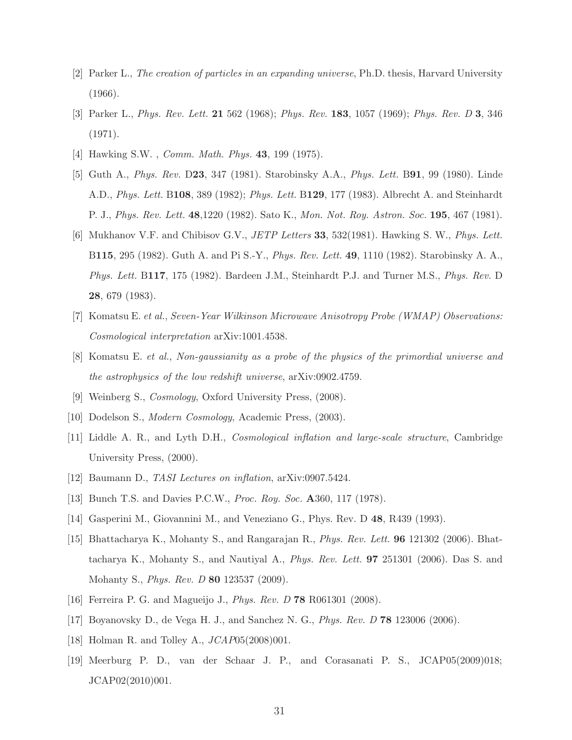[2] Parker L., *The creation of particles in an expanding universe*, Ph.D. thesis, Harvard University (1966).

[3] Parker L., *Phys. Rev. Lett.* **21** 562 (1968); *Phys. Rev.* **183**, 1057 (1969); *Phys. Rev. D* **3**, 346 (1971).

[4] Hawking S.W. , *Comm. Math. Phys.* **43**, 199 (1975).

[5] Guth A., *Phys. Rev.* D**23**, 347 (1981). Starobinsky A.A., *Phys. Lett.* B**91**, 99 (1980). Linde A.D., *Phys. Lett.* B**108**, 389 (1982); *Phys. Lett.* B**129**, 177 (1983). Albrecht A. and Steinhardt P. J., *Phys. Rev. Lett.* **48**,1220 (1982). Sato K., *Mon. Not. Roy. Astron. Soc.* **195**, 467 (1981).

[6] Mukhanov V.F. and Chibisov G.V., *JETP Letters* **33**, 532(1981). Hawking S. W., *Phys. Lett.* B**115**, 295 (1982). Guth A. and Pi S.-Y., *Phys. Rev. Lett.* **49**, 1110 (1982). Starobinsky A. A., *Phys. Lett.* B**117**, 175 (1982). Bardeen J.M., Steinhardt P.J. and Turner M.S., *Phys. Rev.* D **28**, 679 (1983).

[7] Komatsu E. *et al.*, *Seven-Year Wilkinson Microwave Anisotropy Probe (WMAP) Observations: Cosmological interpretation* arXiv:1001.4538.

[8] Komatsu E. *et al.*, *Non-gaussianity as a probe of the physics of the primordial universe and the astrophysics of the low redshift universe*, arXiv:0902.4759.

[9] Weinberg S., *Cosmology*, Oxford University Press, (2008).

[10] Dodelson S., *Modern Cosmology*, Academic Press, (2003).

[11] Liddle A. R., and Lyth D.H., *Cosmological inflation and large-scale structure*, Cambridge University Press, (2000).

[12] Baumann D., *TASI Lectures on inflation*, arXiv:0907.5424.

[13] Bunch T.S. and Davies P.C.W., *Proc. Roy. Soc.* **A**360, 117 (1978).

[14] Gasperini M., Giovannini M., and Veneziano G., Phys. Rev. D **48**, R439 (1993).

[15] Bhattacharya K., Mohanty S., and Rangarajan R., *Phys. Rev. Lett.* **96** 121302 (2006). Bhattacharya K., Mohanty S., and Nautiyal A., *Phys. Rev. Lett.* **97** 251301 (2006). Das S. and Mohanty S., *Phys. Rev. D* **80** 123537 (2009).

[16] Ferreira P. G. and Magueijo J., *Phys. Rev. D* **78** R061301 (2008).

[17] Boyanovsky D., de Vega H. J., and Sanchez N. G., *Phys. Rev. D* **78** 123006 (2006).

[18] Holman R. and Tolley A., *JCAP*05(2008)001.

[19] Meerburg P. D., van der Schaar J. P., and Corasanati P. S., JCAP05(2009)018; JCAP02(2010)001.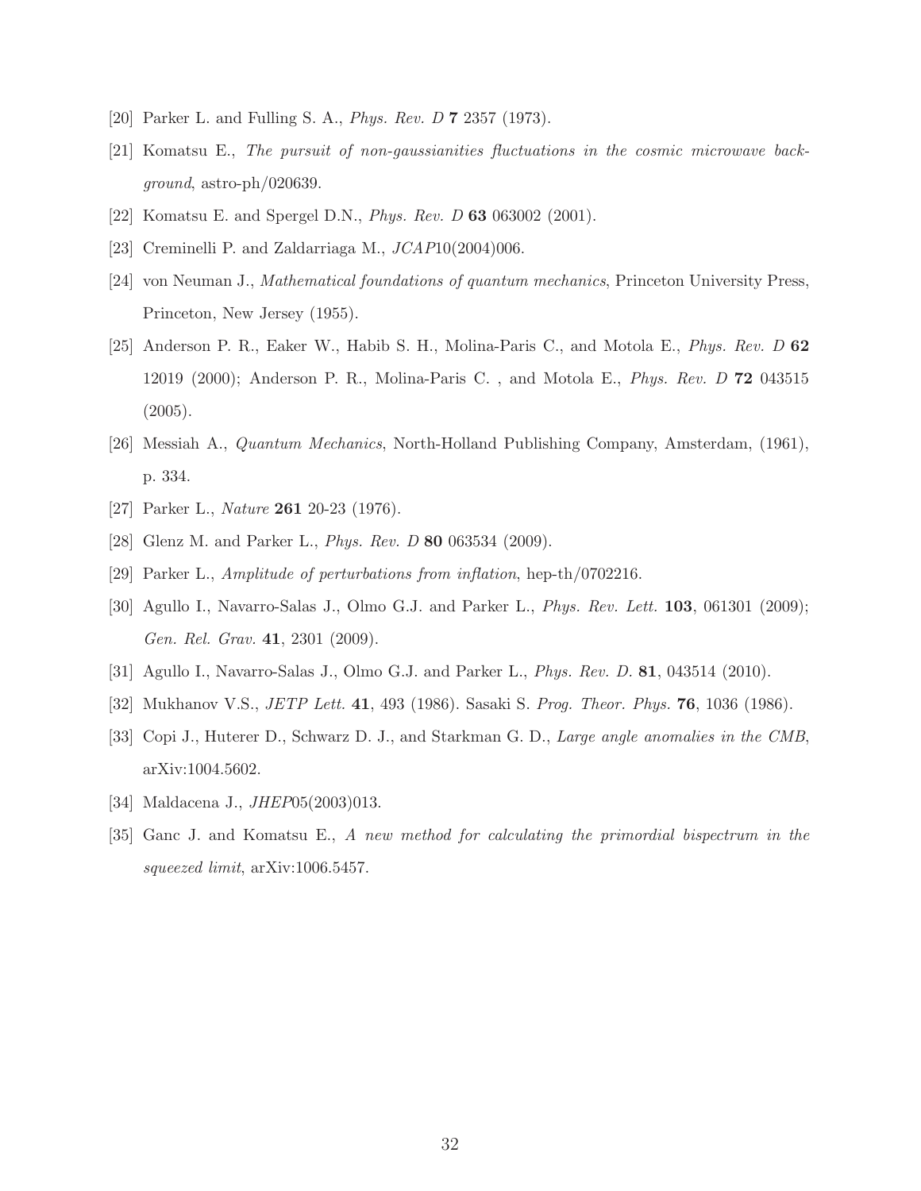[20] Parker L. and Fulling S. A., *Phys. Rev. D* **7** 2357 (1973).

[21] Komatsu E., *The pursuit of non-gaussianities fluctuations in the cosmic microwave background*, astro-ph/020639.

[22] Komatsu E. and Spergel D.N., *Phys. Rev. D* **63** 063002 (2001).

[23] Creminelli P. and Zaldarriaga M., *JCAP*10(2004)006.

[24] von Neuman J., *Mathematical foundations of quantum mechanics*, Princeton University Press, Princeton, New Jersey (1955).

[25] Anderson P. R., Eaker W., Habib S. H., Molina-Paris C., and Motola E., *Phys. Rev. D* **62** 12019 (2000); Anderson P. R., Molina-Paris C. , and Motola E., *Phys. Rev. D* **72** 043515 (2005).

[26] Messiah A., *Quantum Mechanics*, North-Holland Publishing Company, Amsterdam, (1961), p. 334.

[27] Parker L., *Nature* **261** 20-23 (1976).

[28] Glenz M. and Parker L., *Phys. Rev. D* **80** 063534 (2009).

[29] Parker L., *Amplitude of perturbations from inflation*, hep-th/0702216.

[30] Agullo I., Navarro-Salas J., Olmo G.J. and Parker L., *Phys. Rev. Lett.* **103**, 061301 (2009); *Gen. Rel. Grav.* **41**, 2301 (2009).

[31] Agullo I., Navarro-Salas J., Olmo G.J. and Parker L., *Phys. Rev. D.* **81**, 043514 (2010).

[32] Mukhanov V.S., *JETP Lett.* **41**, 493 (1986). Sasaki S. *Prog. Theor. Phys.* **76**, 1036 (1986).

[33] Copi J., Huterer D., Schwarz D. J., and Starkman G. D., *Large angle anomalies in the CMB*, arXiv:1004.5602.

[34] Maldacena J., *JHEP*05(2003)013.

[35] Ganc J. and Komatsu E., *A new method for calculating the primordial bispectrum in the squeezed limit*, arXiv:1006.5457.